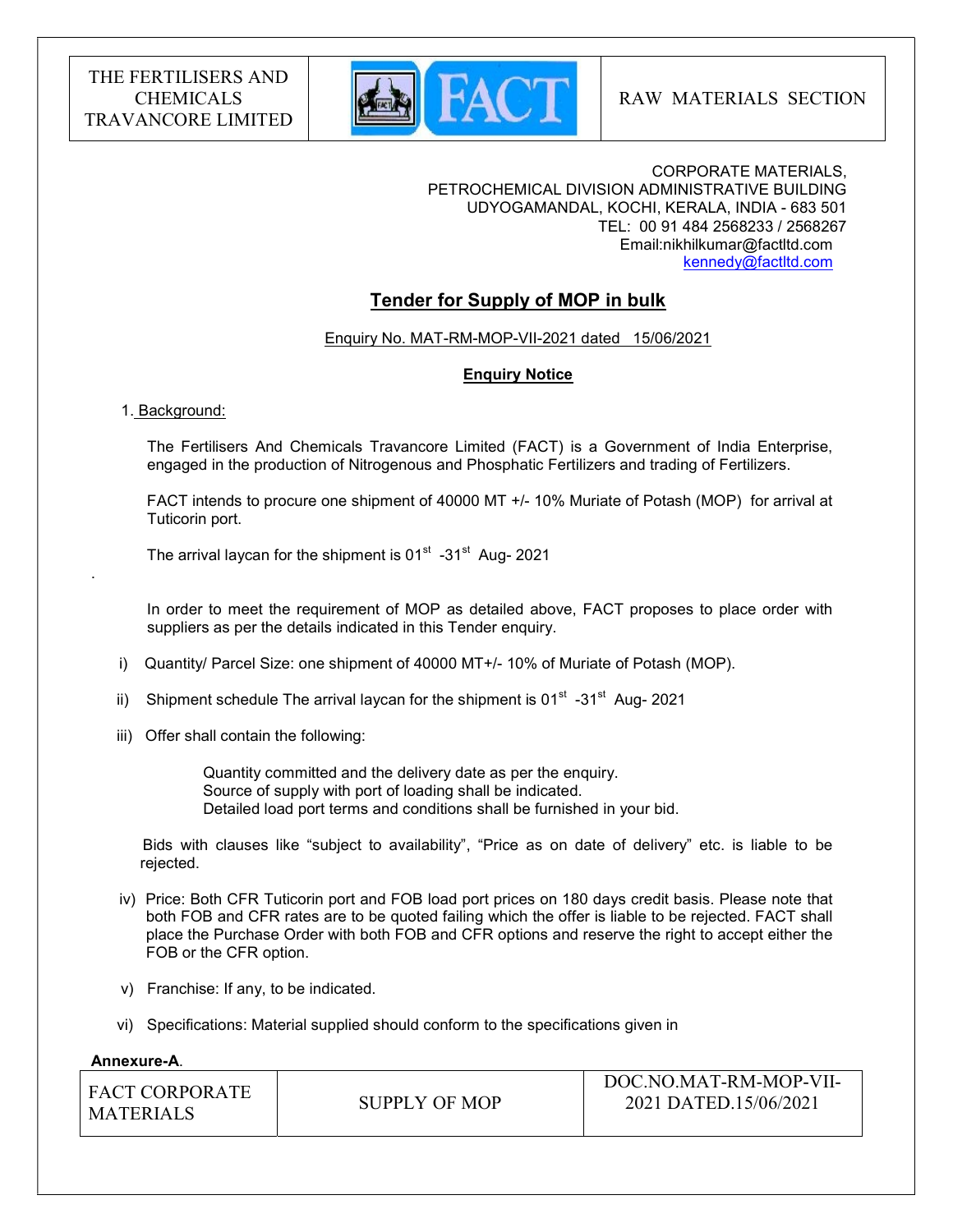| THE FERTILISERS AND CHEMICALS TRAVANCORE LIMITED | FACT | RAW MATERIALS SECTION |
|---|---|---|

CORPORATE MATERIALS,
PETROCHEMICAL DIVISION ADMINISTRATIVE BUILDING
UDYOGAMANDAL, KOCHI, KERALA, INDIA - 683 501
TEL: 00 91 484 2568233 / 2568267
Email:nikhilkumar@factltd.com
kennedy@factltd.com

## Tender for Supply of MOP in bulk

Enquiry No. MAT-RM-MOP-VII-2021 dated 15/06/2021

### Enquiry Notice

1. Background:

The Fertilisers And Chemicals Travancore Limited (FACT) is a Government of India Enterprise, engaged in the production of Nitrogenous and Phosphatic Fertilizers and trading of Fertilizers.

FACT intends to procure one shipment of 40000 MT +/- 10% Muriate of Potash (MOP) for arrival at Tuticorin port.

The arrival laycan for the shipment is 01st -31st Aug- 2021

In order to meet the requirement of MOP as detailed above, FACT proposes to place order with suppliers as per the details indicated in this Tender enquiry.

i) Quantity/ Parcel Size: one shipment of 40000 MT+/- 10% of Muriate of Potash (MOP).

ii) Shipment schedule The arrival laycan for the shipment is 01st -31st Aug- 2021

iii) Offer shall contain the following:

Quantity committed and the delivery date as per the enquiry.
Source of supply with port of loading shall be indicated.
Detailed load port terms and conditions shall be furnished in your bid.

Bids with clauses like "subject to availability", "Price as on date of delivery" etc. is liable to be rejected.

iv) Price: Both CFR Tuticorin port and FOB load port prices on 180 days credit basis. Please note that both FOB and CFR rates are to be quoted failing which the offer is liable to be rejected. FACT shall place the Purchase Order with both FOB and CFR options and reserve the right to accept either the FOB or the CFR option.

v) Franchise: If any, to be indicated.

vi) Specifications: Material supplied should conform to the specifications given in **Annexure-A**.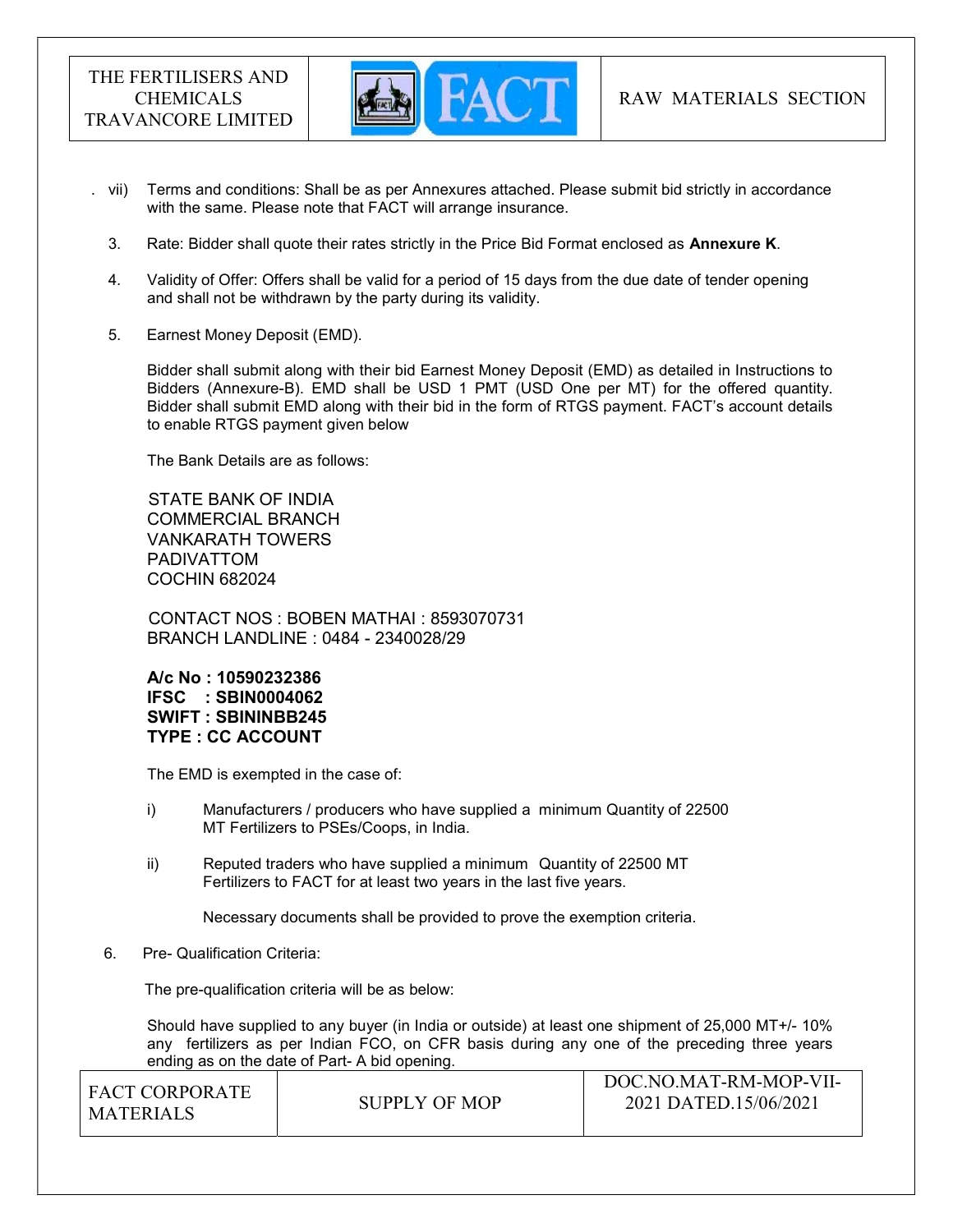vii) Terms and conditions: Shall be as per Annexures attached. Please submit bid strictly in accordance with the same. Please note that FACT will arrange insurance.

3. Rate: Bidder shall quote their rates strictly in the Price Bid Format enclosed as **Annexure K**.

4. Validity of Offer: Offers shall be valid for a period of 15 days from the due date of tender opening and shall not be withdrawn by the party during its validity.

5. Earnest Money Deposit (EMD).

   Bidder shall submit along with their bid Earnest Money Deposit (EMD) as detailed in Instructions to Bidders (Annexure-B). EMD shall be USD 1 PMT (USD One per MT) for the offered quantity. Bidder shall submit EMD along with their bid in the form of RTGS payment. FACT's account details to enable RTGS payment given below

   The Bank Details are as follows:

   STATE BANK OF INDIA
   COMMERCIAL BRANCH
   VANKARATH TOWERS
   PADIVATTOM
   COCHIN 682024

   CONTACT NOS : BOBEN MATHAI : 8593070731
   BRANCH LANDLINE : 0484 - 2340028/29

   **A/c No : 10590232386**
   **IFSC : SBIN0004062**
   **SWIFT : SBININBB245**
   **TYPE : CC ACCOUNT**

   The EMD is exempted in the case of:

   i) Manufacturers / producers who have supplied a minimum Quantity of 22500 MT Fertilizers to PSEs/Coops, in India.

   ii) Reputed traders who have supplied a minimum Quantity of 22500 MT Fertilizers to FACT for at least two years in the last five years.

   Necessary documents shall be provided to prove the exemption criteria.

6. Pre- Qualification Criteria:

   The pre-qualification criteria will be as below:

   Should have supplied to any buyer (in India or outside) at least one shipment of 25,000 MT+/- 10% any fertilizers as per Indian FCO, on CFR basis during any one of the preceding three years ending as on the date of Part- A bid opening.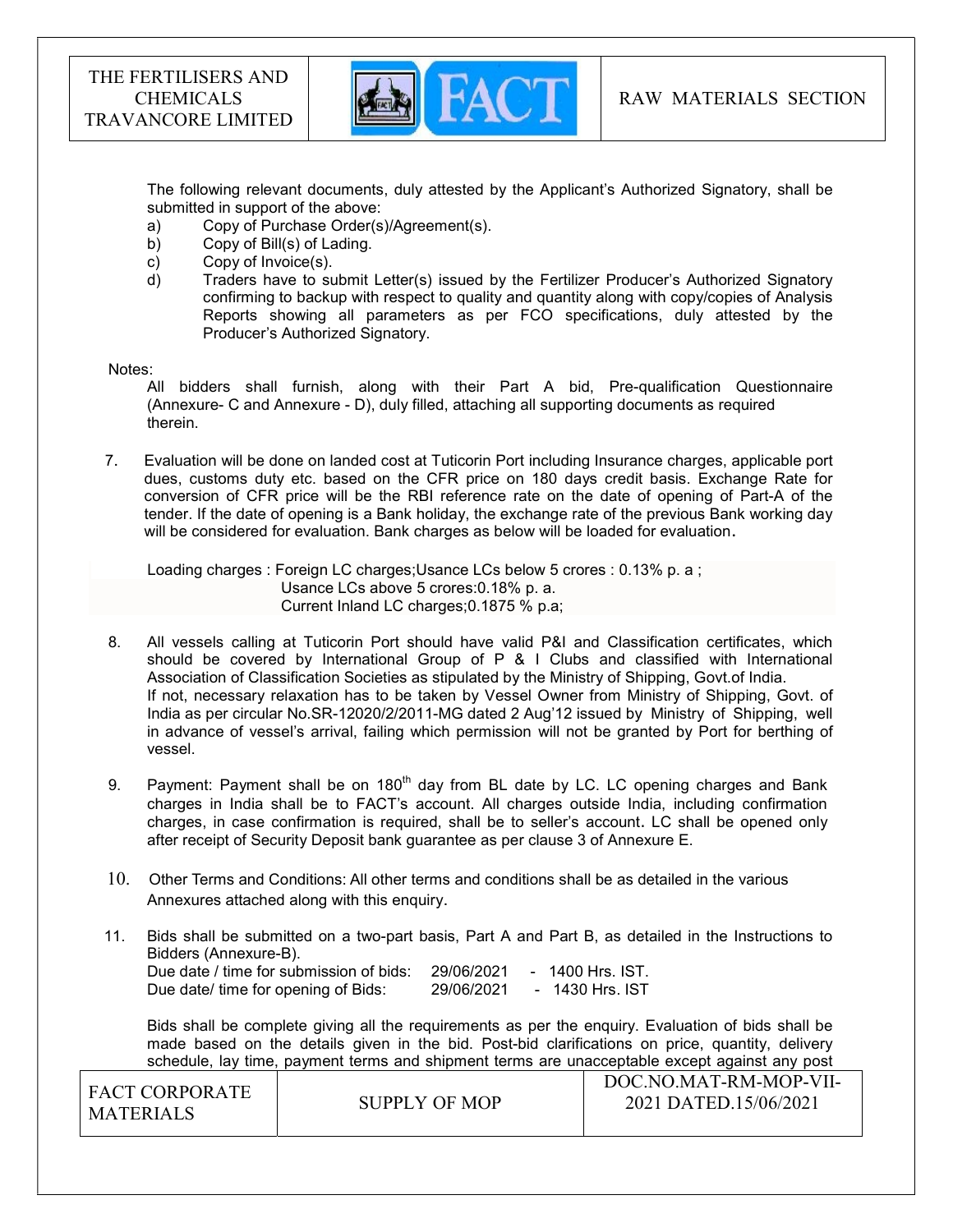The following relevant documents, duly attested by the Applicant's Authorized Signatory, shall be submitted in support of the above:

a) Copy of Purchase Order(s)/Agreement(s).
b) Copy of Bill(s) of Lading.
c) Copy of Invoice(s).
d) Traders have to submit Letter(s) issued by the Fertilizer Producer's Authorized Signatory confirming to backup with respect to quality and quantity along with copy/copies of Analysis Reports showing all parameters as per FCO specifications, duly attested by the Producer's Authorized Signatory.

Notes:

All bidders shall furnish, along with their Part A bid, Pre-qualification Questionnaire (Annexure- C and Annexure - D), duly filled, attaching all supporting documents as required therein.

7. Evaluation will be done on landed cost at Tuticorin Port including Insurance charges, applicable port dues, customs duty etc. based on the CFR price on 180 days credit basis. Exchange Rate for conversion of CFR price will be the RBI reference rate on the date of opening of Part-A of the tender. If the date of opening is a Bank holiday, the exchange rate of the previous Bank working day will be considered for evaluation. Bank charges as below will be loaded for evaluation.

   Loading charges : Foreign LC charges;Usance LCs below 5 crores : 0.13% p. a ;
   Usance LCs above 5 crores:0.18% p. a.
   Current Inland LC charges;0.1875 % p.a;

8. All vessels calling at Tuticorin Port should have valid P&I and Classification certificates, which should be covered by International Group of P & I Clubs and classified with International Association of Classification Societies as stipulated by the Ministry of Shipping, Govt.of India.
   If not, necessary relaxation has to be taken by Vessel Owner from Ministry of Shipping, Govt. of India as per circular No.SR-12020/2/2011-MG dated 2 Aug'12 issued by Ministry of Shipping, well in advance of vessel's arrival, failing which permission will not be granted by Port for berthing of vessel.

9. Payment: Payment shall be on 180th day from BL date by LC. LC opening charges and Bank charges in India shall be to FACT's account. All charges outside India, including confirmation charges, in case confirmation is required, shall be to seller's account. LC shall be opened only after receipt of Security Deposit bank guarantee as per clause 3 of Annexure E.

10. Other Terms and Conditions: All other terms and conditions shall be as detailed in the various Annexures attached along with this enquiry.

11. Bids shall be submitted on a two-part basis, Part A and Part B, as detailed in the Instructions to Bidders (Annexure-B).
    Due date / time for submission of bids: 29/06/2021 - 1400 Hrs. IST.
    Due date/ time for opening of Bids: 29/06/2021 - 1430 Hrs. IST

    Bids shall be complete giving all the requirements as per the enquiry. Evaluation of bids shall be made based on the details given in the bid. Post-bid clarifications on price, quantity, delivery schedule, lay time, payment terms and shipment terms are unacceptable except against any post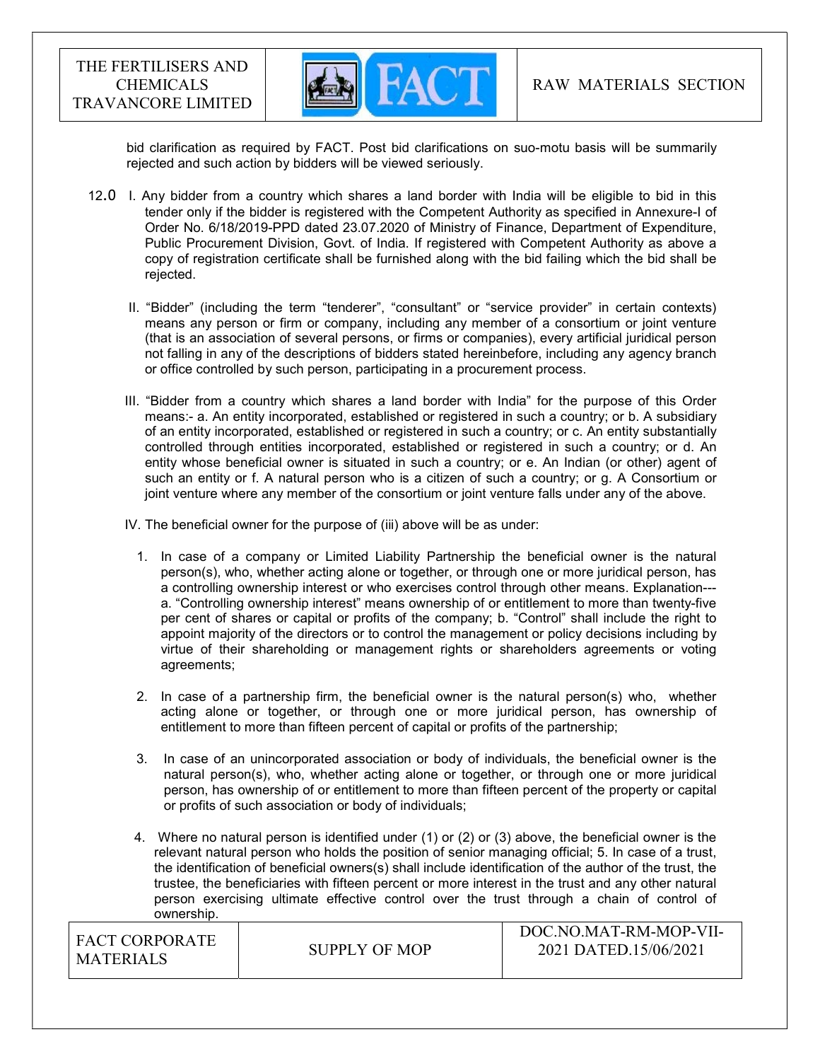bid clarification as required by FACT. Post bid clarifications on suo-motu basis will be summarily rejected and such action by bidders will be viewed seriously.

12.0 I. Any bidder from a country which shares a land border with India will be eligible to bid in this tender only if the bidder is registered with the Competent Authority as specified in Annexure-I of Order No. 6/18/2019-PPD dated 23.07.2020 of Ministry of Finance, Department of Expenditure, Public Procurement Division, Govt. of India. If registered with Competent Authority as above a copy of registration certificate shall be furnished along with the bid failing which the bid shall be rejected.

II. "Bidder" (including the term "tenderer", "consultant" or "service provider" in certain contexts) means any person or firm or company, including any member of a consortium or joint venture (that is an association of several persons, or firms or companies), every artificial juridical person not falling in any of the descriptions of bidders stated hereinbefore, including any agency branch or office controlled by such person, participating in a procurement process.

III. "Bidder from a country which shares a land border with India" for the purpose of this Order means:- a. An entity incorporated, established or registered in such a country; or b. A subsidiary of an entity incorporated, established or registered in such a country; or c. An entity substantially controlled through entities incorporated, established or registered in such a country; or d. An entity whose beneficial owner is situated in such a country; or e. An Indian (or other) agent of such an entity or f. A natural person who is a citizen of such a country; or g. A Consortium or joint venture where any member of the consortium or joint venture falls under any of the above.

IV. The beneficial owner for the purpose of (iii) above will be as under:

1. In case of a company or Limited Liability Partnership the beneficial owner is the natural person(s), who, whether acting alone or together, or through one or more juridical person, has a controlling ownership interest or who exercises control through other means. Explanation--- a. "Controlling ownership interest" means ownership of or entitlement to more than twenty-five per cent of shares or capital or profits of the company; b. "Control" shall include the right to appoint majority of the directors or to control the management or policy decisions including by virtue of their shareholding or management rights or shareholders agreements or voting agreements;

2. In case of a partnership firm, the beneficial owner is the natural person(s) who, whether acting alone or together, or through one or more juridical person, has ownership of entitlement to more than fifteen percent of capital or profits of the partnership;

3. In case of an unincorporated association or body of individuals, the beneficial owner is the natural person(s), who, whether acting alone or together, or through one or more juridical person, has ownership of or entitlement to more than fifteen percent of the property or capital or profits of such association or body of individuals;

4. Where no natural person is identified under (1) or (2) or (3) above, the beneficial owner is the relevant natural person who holds the position of senior managing official; 5. In case of a trust, the identification of beneficial owners(s) shall include identification of the author of the trust, the trustee, the beneficiaries with fifteen percent or more interest in the trust and any other natural person exercising ultimate effective control over the trust through a chain of control of ownership.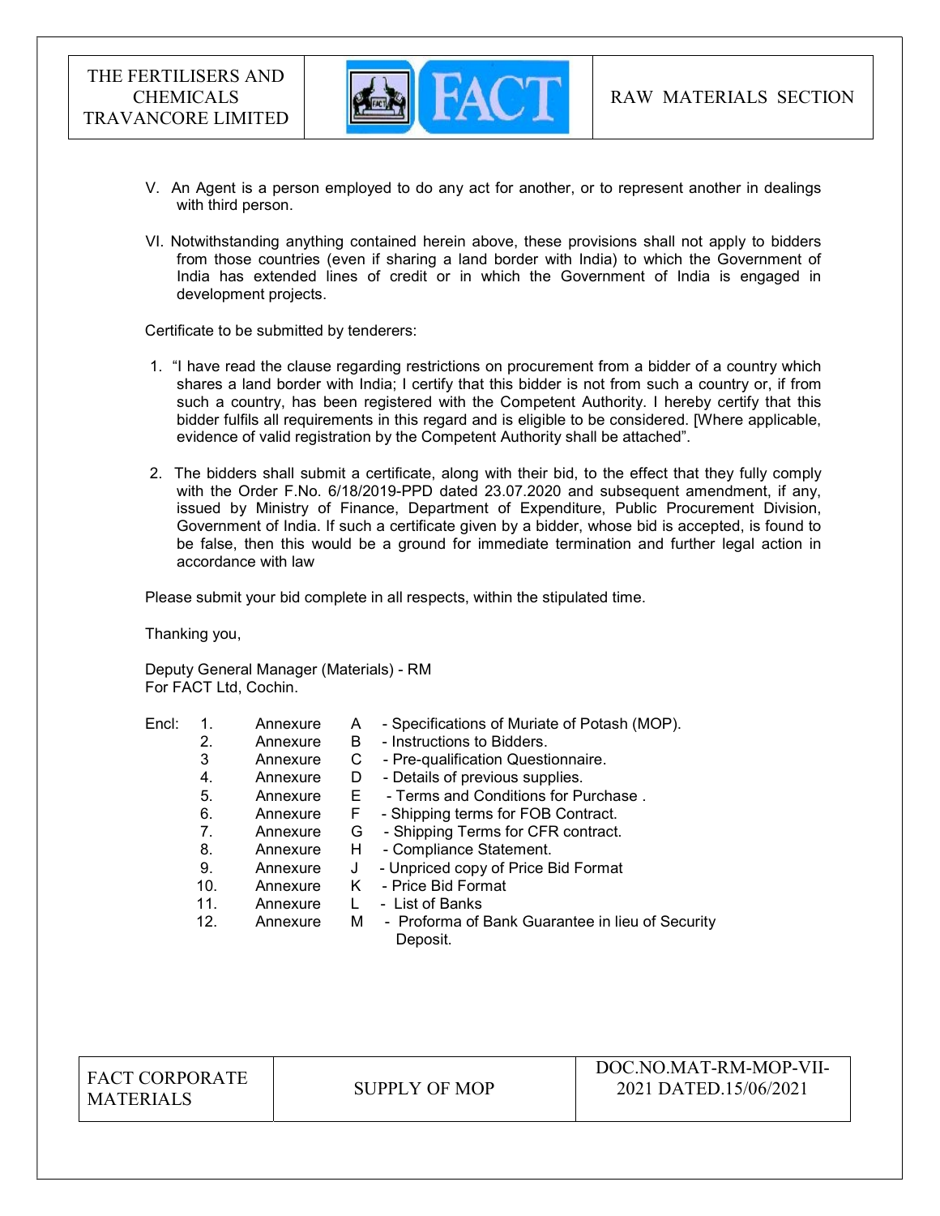V. An Agent is a person employed to do any act for another, or to represent another in dealings with third person.

VI. Notwithstanding anything contained herein above, these provisions shall not apply to bidders from those countries (even if sharing a land border with India) to which the Government of India has extended lines of credit or in which the Government of India is engaged in development projects.

Certificate to be submitted by tenderers:

1. "I have read the clause regarding restrictions on procurement from a bidder of a country which shares a land border with India; I certify that this bidder is not from such a country or, if from such a country, has been registered with the Competent Authority. I hereby certify that this bidder fulfils all requirements in this regard and is eligible to be considered. [Where applicable, evidence of valid registration by the Competent Authority shall be attached".

2. The bidders shall submit a certificate, along with their bid, to the effect that they fully comply with the Order F.No. 6/18/2019-PPD dated 23.07.2020 and subsequent amendment, if any, issued by Ministry of Finance, Department of Expenditure, Public Procurement Division, Government of India. If such a certificate given by a bidder, whose bid is accepted, is found to be false, then this would be a ground for immediate termination and further legal action in accordance with law

Please submit your bid complete in all respects, within the stipulated time.

Thanking you,

Deputy General Manager (Materials) - RM
For FACT Ltd, Cochin.

Encl:

1. Annexure A - Specifications of Muriate of Potash (MOP).
2. Annexure B - Instructions to Bidders.
3. Annexure C - Pre-qualification Questionnaire.
4. Annexure D - Details of previous supplies.
5. Annexure E - Terms and Conditions for Purchase .
6. Annexure F - Shipping terms for FOB Contract.
7. Annexure G - Shipping Terms for CFR contract.
8. Annexure H - Compliance Statement.
9. Annexure J - Unpriced copy of Price Bid Format
10. Annexure K - Price Bid Format
11. Annexure L - List of Banks
12. Annexure M - Proforma of Bank Guarantee in lieu of Security Deposit.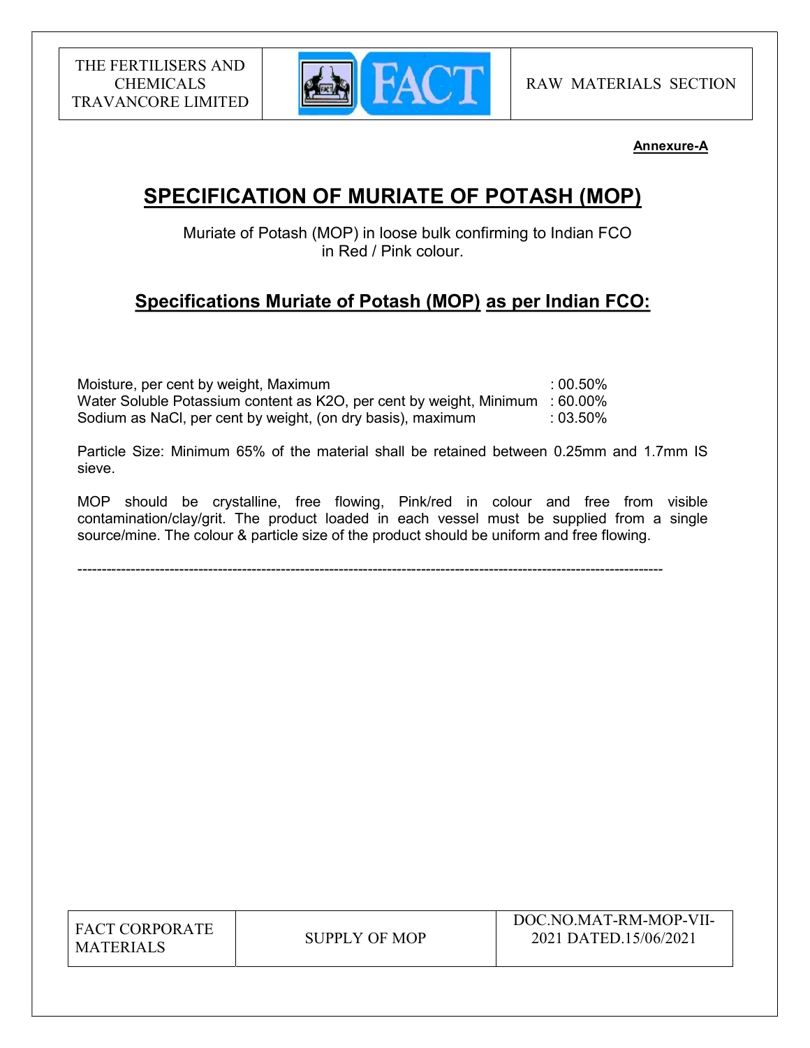**Annexure-A**

# SPECIFICATION OF MURIATE OF POTASH (MOP)

Muriate of Potash (MOP) in loose bulk confirming to Indian FCO in Red / Pink colour.

## Specifications Muriate of Potash (MOP) as per Indian FCO:

| | |
|---|---|
| Moisture, per cent by weight, Maximum | : 00.50% |
| Water Soluble Potassium content as K2O, per cent by weight, Minimum | : 60.00% |
| Sodium as NaCl, per cent by weight, (on dry basis), maximum | : 03.50% |

Particle Size: Minimum 65% of the material shall be retained between 0.25mm and 1.7mm IS sieve.

MOP should be crystalline, free flowing, Pink/red in colour and free from visible contamination/clay/grit. The product loaded in each vessel must be supplied from a single source/mine. The colour & particle size of the product should be uniform and free flowing.

---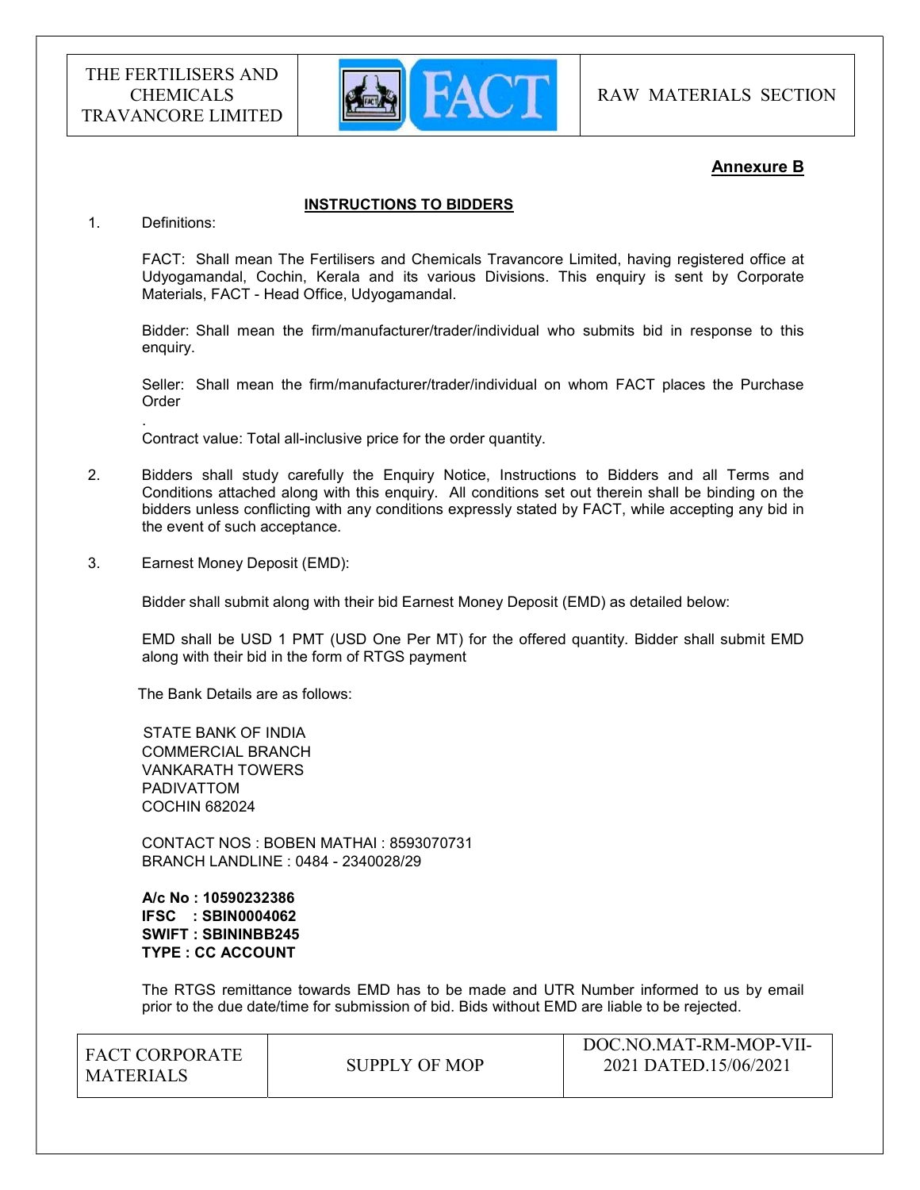**Annexure B**

## INSTRUCTIONS TO BIDDERS

1. Definitions:

   FACT: Shall mean The Fertilisers and Chemicals Travancore Limited, having registered office at Udyogamandal, Cochin, Kerala and its various Divisions. This enquiry is sent by Corporate Materials, FACT - Head Office, Udyogamandal.

   Bidder: Shall mean the firm/manufacturer/trader/individual who submits bid in response to this enquiry.

   Seller: Shall mean the firm/manufacturer/trader/individual on whom FACT places the Purchase Order

   .

   Contract value: Total all-inclusive price for the order quantity.

2. Bidders shall study carefully the Enquiry Notice, Instructions to Bidders and all Terms and Conditions attached along with this enquiry. All conditions set out therein shall be binding on the bidders unless conflicting with any conditions expressly stated by FACT, while accepting any bid in the event of such acceptance.

3. Earnest Money Deposit (EMD):

   Bidder shall submit along with their bid Earnest Money Deposit (EMD) as detailed below:

   EMD shall be USD 1 PMT (USD One Per MT) for the offered quantity. Bidder shall submit EMD along with their bid in the form of RTGS payment

   The Bank Details are as follows:

   STATE BANK OF INDIA
   COMMERCIAL BRANCH
   VANKARATH TOWERS
   PADIVATTOM
   COCHIN 682024

   CONTACT NOS : BOBEN MATHAI : 8593070731
   BRANCH LANDLINE : 0484 - 2340028/29

   **A/c No : 10590232386**
   **IFSC : SBIN0004062**
   **SWIFT : SBININBB245**
   **TYPE : CC ACCOUNT**

   The RTGS remittance towards EMD has to be made and UTR Number informed to us by email prior to the due date/time for submission of bid. Bids without EMD are liable to be rejected.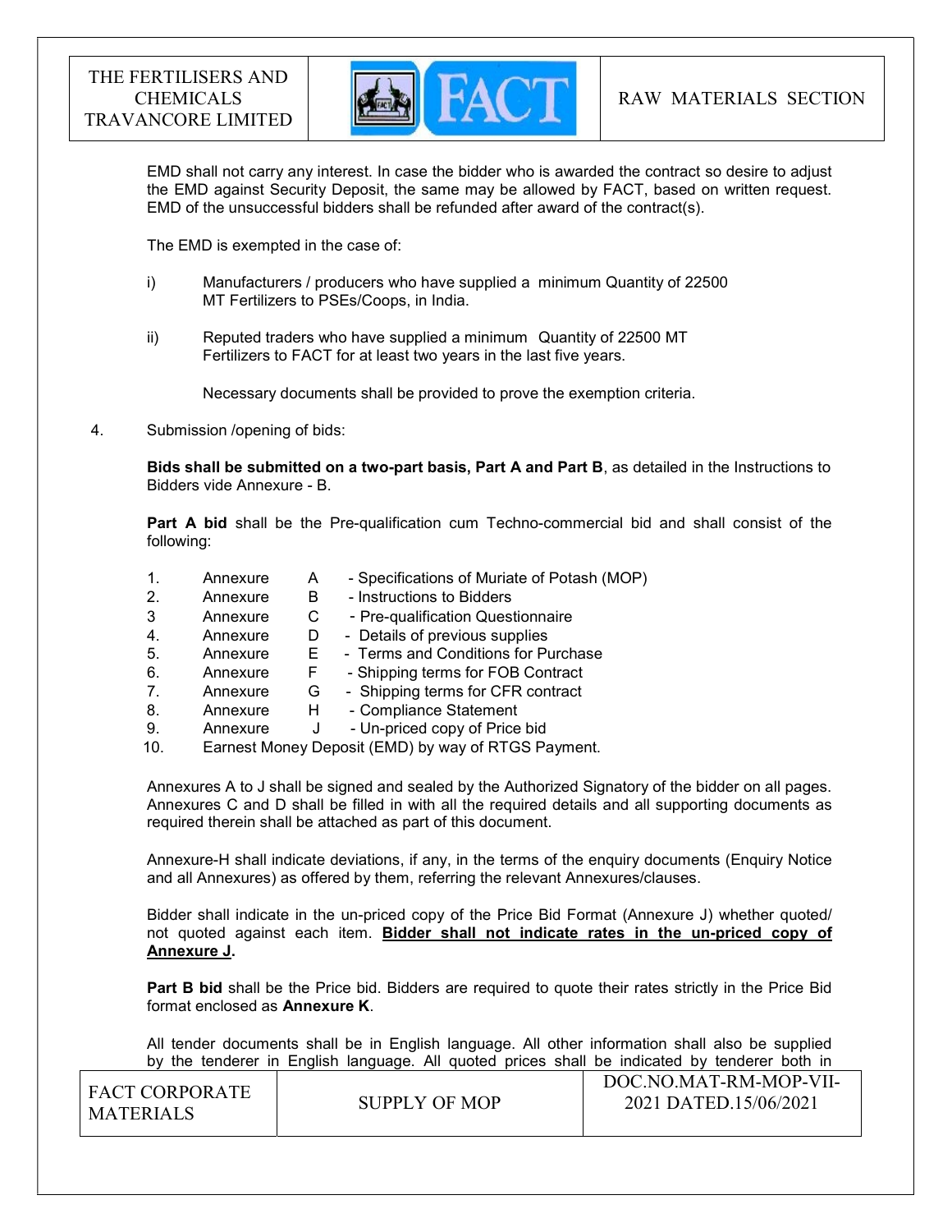EMD shall not carry any interest. In case the bidder who is awarded the contract so desire to adjust the EMD against Security Deposit, the same may be allowed by FACT, based on written request. EMD of the unsuccessful bidders shall be refunded after award of the contract(s).

The EMD is exempted in the case of:

i) Manufacturers / producers who have supplied a minimum Quantity of 22500 MT Fertilizers to PSEs/Coops, in India.

ii) Reputed traders who have supplied a minimum Quantity of 22500 MT Fertilizers to FACT for at least two years in the last five years.

Necessary documents shall be provided to prove the exemption criteria.

4. Submission /opening of bids:

**Bids shall be submitted on a two-part basis, Part A and Part B**, as detailed in the Instructions to Bidders vide Annexure - B.

**Part A bid** shall be the Pre-qualification cum Techno-commercial bid and shall consist of the following:

1. Annexure A - Specifications of Muriate of Potash (MOP)
2. Annexure B - Instructions to Bidders
3. Annexure C - Pre-qualification Questionnaire
4. Annexure D - Details of previous supplies
5. Annexure E - Terms and Conditions for Purchase
6. Annexure F - Shipping terms for FOB Contract
7. Annexure G - Shipping terms for CFR contract
8. Annexure H - Compliance Statement
9. Annexure J - Un-priced copy of Price bid
10. Earnest Money Deposit (EMD) by way of RTGS Payment.

Annexures A to J shall be signed and sealed by the Authorized Signatory of the bidder on all pages. Annexures C and D shall be filled in with all the required details and all supporting documents as required therein shall be attached as part of this document.

Annexure-H shall indicate deviations, if any, in the terms of the enquiry documents (Enquiry Notice and all Annexures) as offered by them, referring the relevant Annexures/clauses.

Bidder shall indicate in the un-priced copy of the Price Bid Format (Annexure J) whether quoted/ not quoted against each item. **<u>Bidder shall not indicate rates in the un-priced copy of Annexure J</u>.**

**Part B bid** shall be the Price bid. Bidders are required to quote their rates strictly in the Price Bid format enclosed as **Annexure K**.

All tender documents shall be in English language. All other information shall also be supplied by the tenderer in English language. All quoted prices shall be indicated by tenderer both in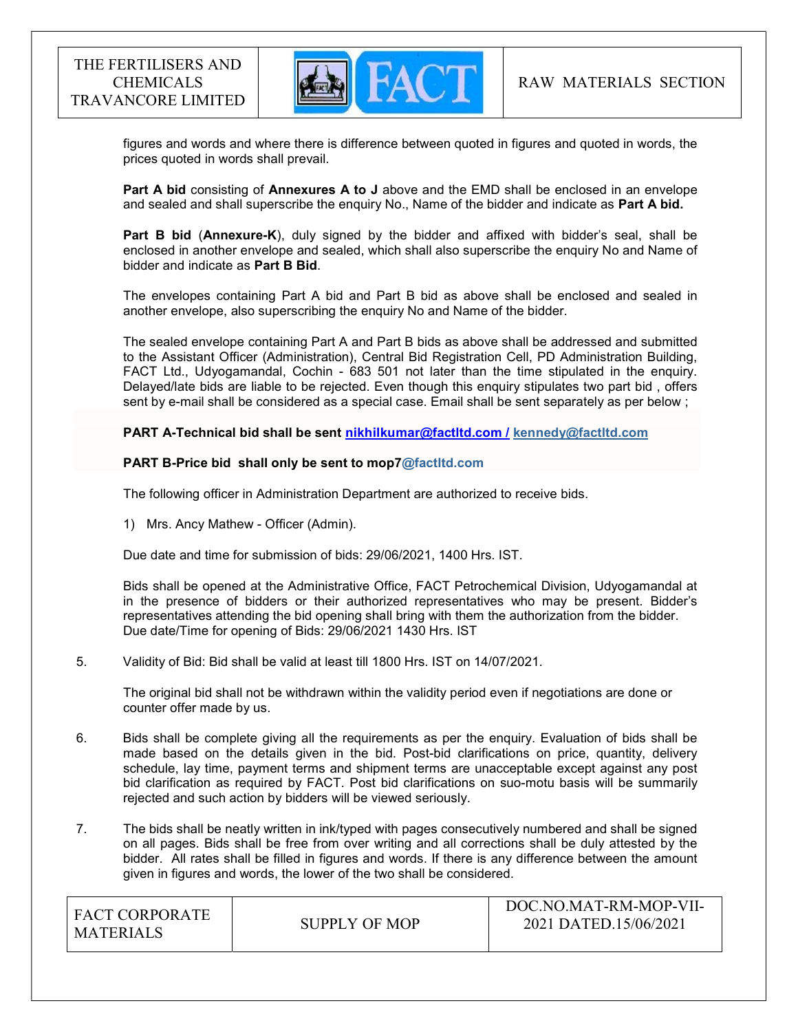figures and words and where there is difference between quoted in figures and quoted in words, the prices quoted in words shall prevail.

**Part A bid** consisting of **Annexures A to J** above and the EMD shall be enclosed in an envelope and sealed and shall superscribe the enquiry No., Name of the bidder and indicate as **Part A bid.**

**Part B bid** (**Annexure-K**), duly signed by the bidder and affixed with bidder's seal, shall be enclosed in another envelope and sealed, which shall also superscribe the enquiry No and Name of bidder and indicate as **Part B Bid**.

The envelopes containing Part A bid and Part B bid as above shall be enclosed and sealed in another envelope, also superscribing the enquiry No and Name of the bidder.

The sealed envelope containing Part A and Part B bids as above shall be addressed and submitted to the Assistant Officer (Administration), Central Bid Registration Cell, PD Administration Building, FACT Ltd., Udyogamandal, Cochin - 683 501 not later than the time stipulated in the enquiry. Delayed/late bids are liable to be rejected. Even though this enquiry stipulates two part bid , offers sent by e-mail shall be considered as a special case. Email shall be sent separately as per below ;

**PART A-Technical bid shall be sent nikhilkumar@factltd.com / kennedy@factltd.com**

**PART B-Price bid shall only be sent to mop7@factltd.com**

The following officer in Administration Department are authorized to receive bids.

1) Mrs. Ancy Mathew - Officer (Admin).

Due date and time for submission of bids: 29/06/2021, 1400 Hrs. IST.

Bids shall be opened at the Administrative Office, FACT Petrochemical Division, Udyogamandal at in the presence of bidders or their authorized representatives who may be present. Bidder's representatives attending the bid opening shall bring with them the authorization from the bidder. Due date/Time for opening of Bids: 29/06/2021 1430 Hrs. IST

5. Validity of Bid: Bid shall be valid at least till 1800 Hrs. IST on 14/07/2021.

   The original bid shall not be withdrawn within the validity period even if negotiations are done or counter offer made by us.

6. Bids shall be complete giving all the requirements as per the enquiry. Evaluation of bids shall be made based on the details given in the bid. Post-bid clarifications on price, quantity, delivery schedule, lay time, payment terms and shipment terms are unacceptable except against any post bid clarification as required by FACT. Post bid clarifications on suo-motu basis will be summarily rejected and such action by bidders will be viewed seriously.

7. The bids shall be neatly written in ink/typed with pages consecutively numbered and shall be signed on all pages. Bids shall be free from over writing and all corrections shall be duly attested by the bidder. All rates shall be filled in figures and words. If there is any difference between the amount given in figures and words, the lower of the two shall be considered.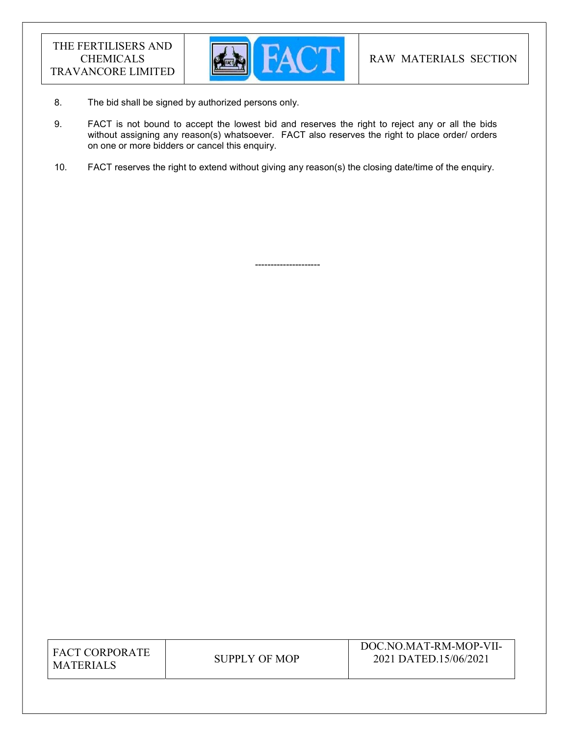8. The bid shall be signed by authorized persons only.

9. FACT is not bound to accept the lowest bid and reserves the right to reject any or all the bids without assigning any reason(s) whatsoever. FACT also reserves the right to place order/ orders on one or more bidders or cancel this enquiry.

10. FACT reserves the right to extend without giving any reason(s) the closing date/time of the enquiry.

---------------------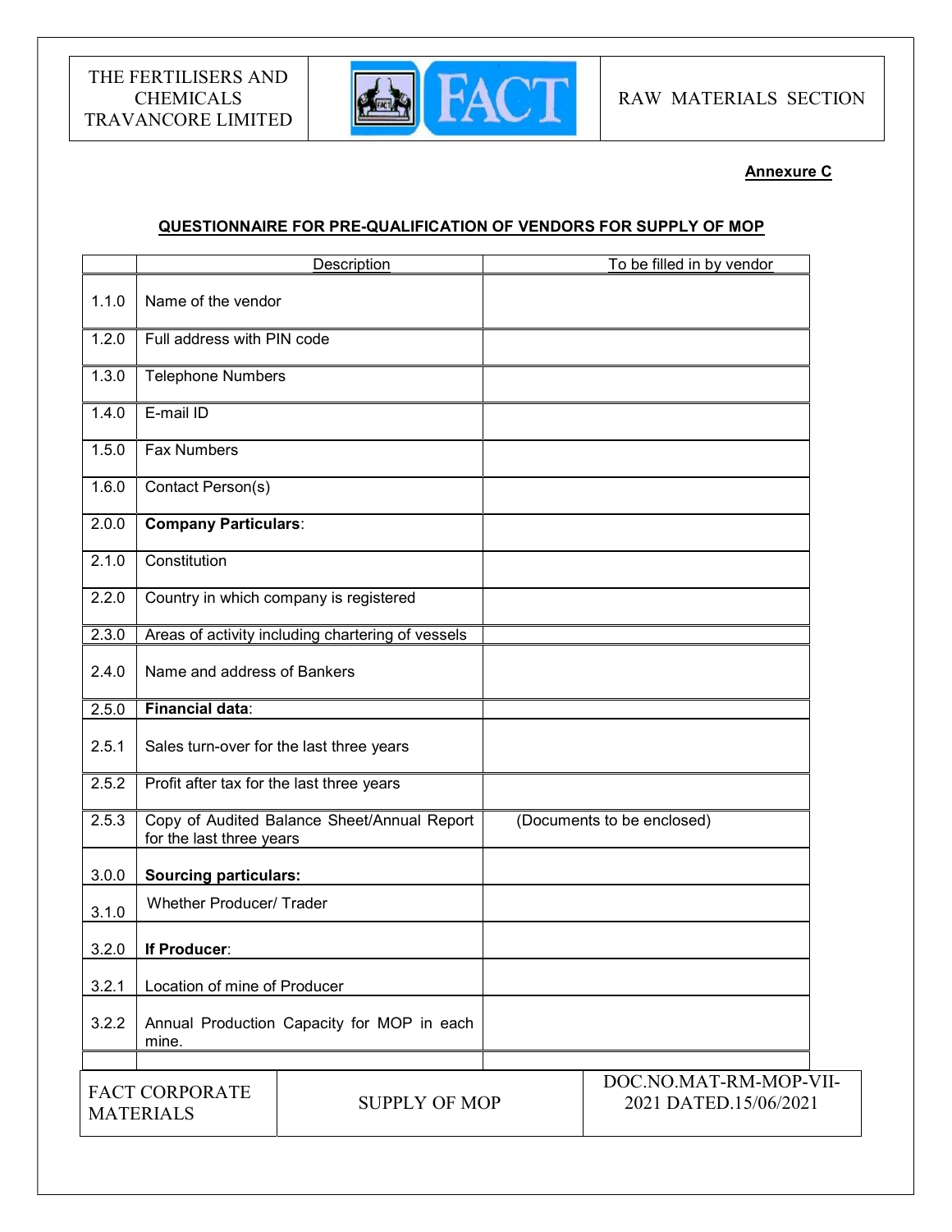**Annexure C**

**QUESTIONNAIRE FOR PRE-QUALIFICATION OF VENDORS FOR SUPPLY OF MOP**

| | Description | To be filled in by vendor |
|---|---|---|
| 1.1.0 | Name of the vendor | |
| 1.2.0 | Full address with PIN code | |
| 1.3.0 | Telephone Numbers | |
| 1.4.0 | E-mail ID | |
| 1.5.0 | Fax Numbers | |
| 1.6.0 | Contact Person(s) | |
| 2.0.0 | **Company Particulars**: | |
| 2.1.0 | Constitution | |
| 2.2.0 | Country in which company is registered | |
| 2.3.0 | Areas of activity including chartering of vessels | |
| 2.4.0 | Name and address of Bankers | |
| 2.5.0 | **Financial data**: | |
| 2.5.1 | Sales turn-over for the last three years | |
| 2.5.2 | Profit after tax for the last three years | |
| 2.5.3 | Copy of Audited Balance Sheet/Annual Report for the last three years | (Documents to be enclosed) |
| 3.0.0 | **Sourcing particulars:** | |
| 3.1.0 | Whether Producer/ Trader | |
| 3.2.0 | **If Producer**: | |
| 3.2.1 | Location of mine of Producer | |
| 3.2.2 | Annual Production Capacity for MOP in each mine. | |
| | | |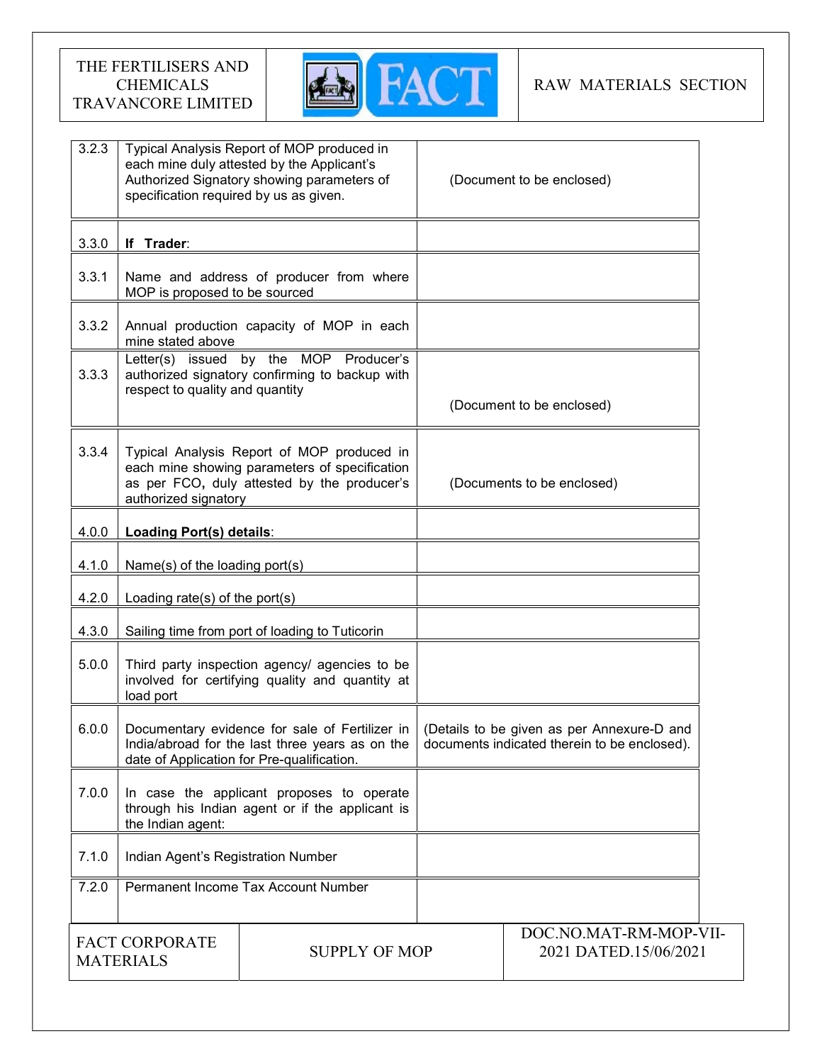| | | |
|---|---|---|
| 3.2.3 | Typical Analysis Report of MOP produced in each mine duly attested by the Applicant's Authorized Signatory showing parameters of specification required by us as given. | (Document to be enclosed) |
| 3.3.0 | **If Trader**: | |
| 3.3.1 | Name and address of producer from where MOP is proposed to be sourced | |
| 3.3.2 | Annual production capacity of MOP in each mine stated above | |
| 3.3.3 | Letter(s) issued by the MOP Producer's authorized signatory confirming to backup with respect to quality and quantity | (Document to be enclosed) |
| 3.3.4 | Typical Analysis Report of MOP produced in each mine showing parameters of specification as per FCO, duly attested by the producer's authorized signatory | (Documents to be enclosed) |
| 4.0.0 | **Loading Port(s) details**: | |
| 4.1.0 | Name(s) of the loading port(s) | |
| 4.2.0 | Loading rate(s) of the port(s) | |
| 4.3.0 | Sailing time from port of loading to Tuticorin | |
| 5.0.0 | Third party inspection agency/ agencies to be involved for certifying quality and quantity at load port | |
| 6.0.0 | Documentary evidence for sale of Fertilizer in India/abroad for the last three years as on the date of Application for Pre-qualification. | (Details to be given as per Annexure-D and documents indicated therein to be enclosed). |
| 7.0.0 | In case the applicant proposes to operate through his Indian agent or if the applicant is the Indian agent: | |
| 7.1.0 | Indian Agent's Registration Number | |
| 7.2.0 | Permanent Income Tax Account Number | |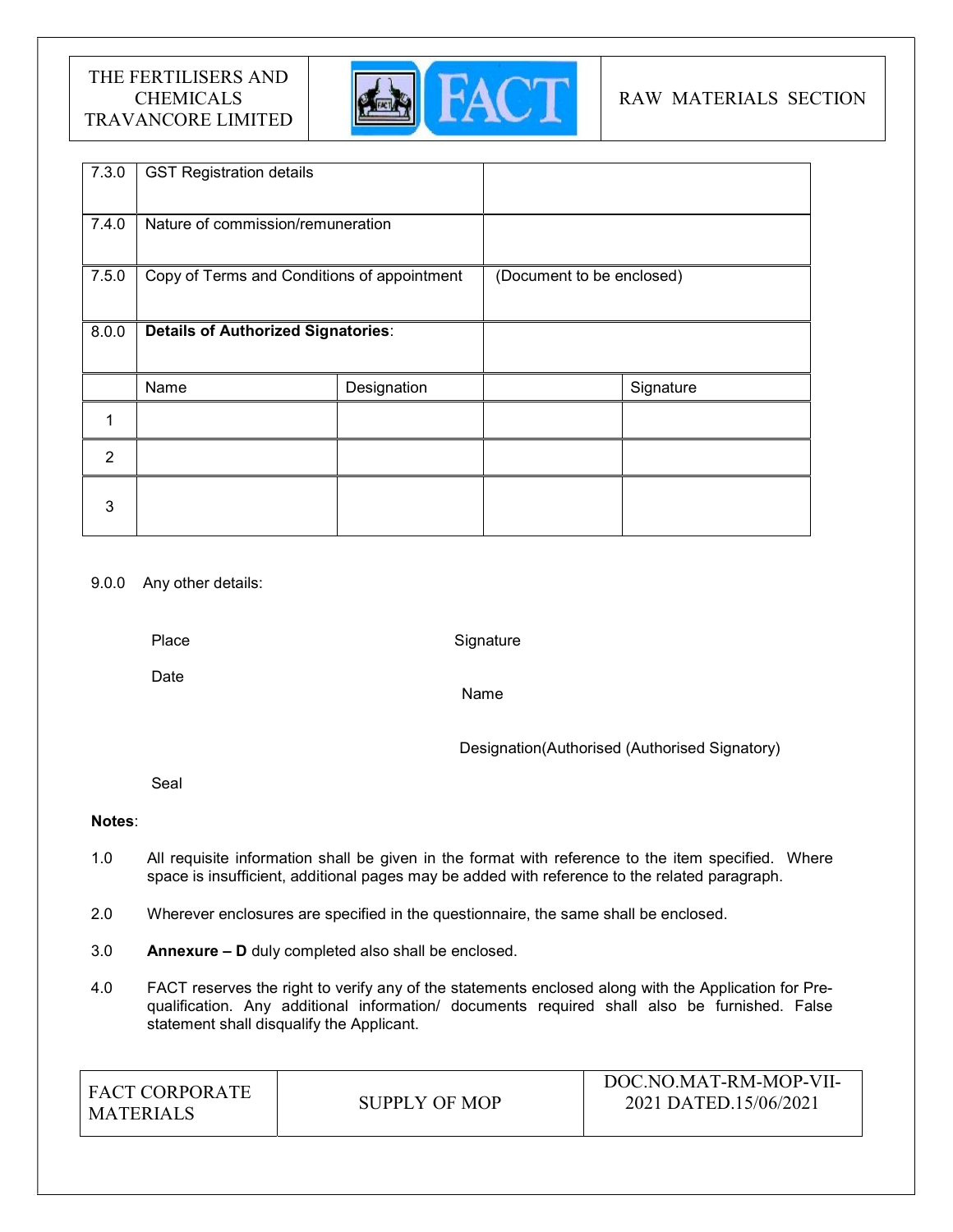| | | |
|---|---|---|
| 7.3.0 | GST Registration details | |
| 7.4.0 | Nature of commission/remuneration | |
| 7.5.0 | Copy of Terms and Conditions of appointment | (Document to be enclosed) |
| 8.0.0 | **Details of Authorized Signatories**: | |

| | Name | Designation | | Signature |
|---|---|---|---|---|
| 1 | | | | |
| 2 | | | | |
| 3 | | | | |

9.0.0 Any other details:

Place

Date

Seal

Signature

Name

Designation(Authorised (Authorised Signatory)

**Notes**:

1.0 All requisite information shall be given in the format with reference to the item specified. Where space is insufficient, additional pages may be added with reference to the related paragraph.

2.0 Wherever enclosures are specified in the questionnaire, the same shall be enclosed.

3.0 **Annexure – D** duly completed also shall be enclosed.

4.0 FACT reserves the right to verify any of the statements enclosed along with the Application for Pre-qualification. Any additional information/ documents required shall also be furnished. False statement shall disqualify the Applicant.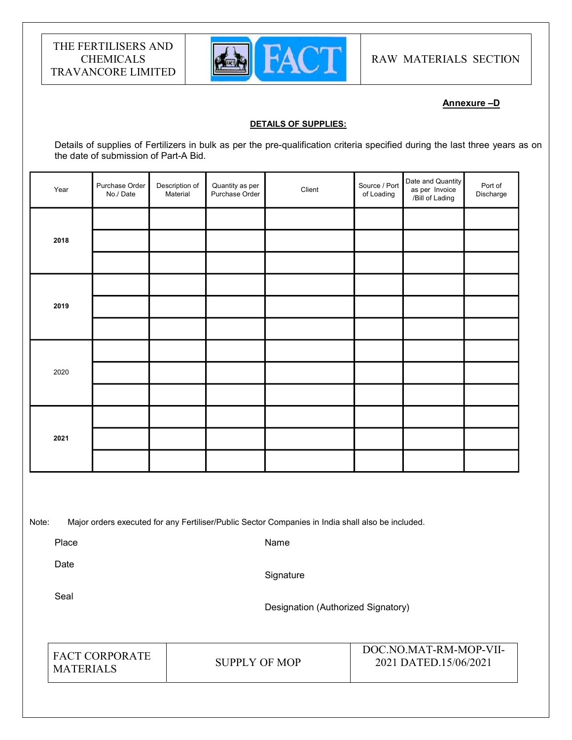**Annexure –D**

**DETAILS OF SUPPLIES:**

Details of supplies of Fertilizers in bulk as per the pre-qualification criteria specified during the last three years as on the date of submission of Part-A Bid.

| Year | Purchase Order No./ Date | Description of Material | Quantity as per Purchase Order | Client | Source / Port of Loading | Date and Quantity as per Invoice /Bill of Lading | Port of Discharge |
|---|---|---|---|---|---|---|---|
| **2018** | | | | | | | |
| | | | | | | | |
| | | | | | | | |
| **2019** | | | | | | | |
| | | | | | | | |
| | | | | | | | |
| 2020 | | | | | | | |
| | | | | | | | |
| | | | | | | | |
| **2021** | | | | | | | |
| | | | | | | | |
| | | | | | | | |

Note: Major orders executed for any Fertiliser/Public Sector Companies in India shall also be included.

Place

Date

Seal

Name

Signature

Designation (Authorized Signatory)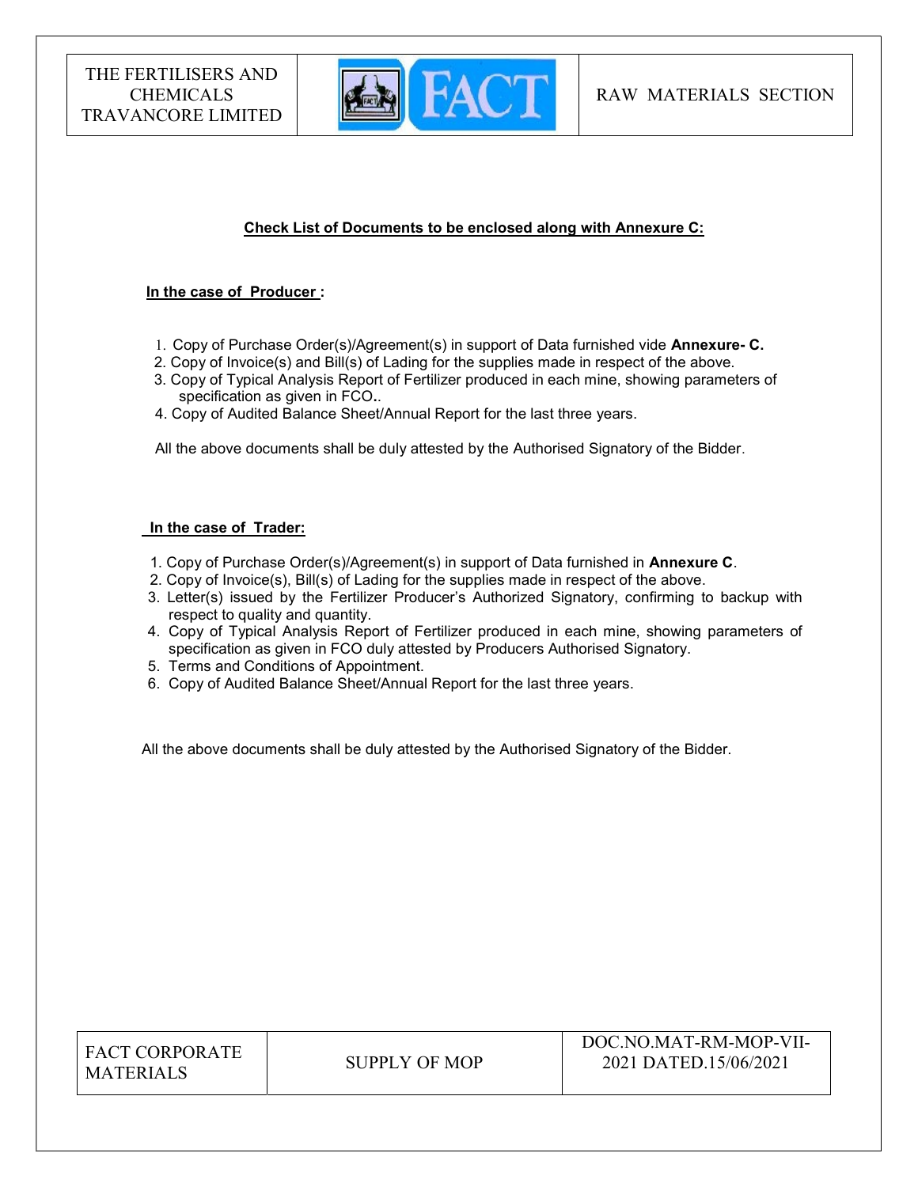## Check List of Documents to be enclosed along with Annexure C:

### In the case of Producer :

1. Copy of Purchase Order(s)/Agreement(s) in support of Data furnished vide **Annexure- C.**
2. Copy of Invoice(s) and Bill(s) of Lading for the supplies made in respect of the above.
3. Copy of Typical Analysis Report of Fertilizer produced in each mine, showing parameters of specification as given in FCO**..**
4. Copy of Audited Balance Sheet/Annual Report for the last three years.

All the above documents shall be duly attested by the Authorised Signatory of the Bidder.

### In the case of Trader:

1. Copy of Purchase Order(s)/Agreement(s) in support of Data furnished in **Annexure C**.
2. Copy of Invoice(s), Bill(s) of Lading for the supplies made in respect of the above.
3. Letter(s) issued by the Fertilizer Producer's Authorized Signatory, confirming to backup with respect to quality and quantity.
4. Copy of Typical Analysis Report of Fertilizer produced in each mine, showing parameters of specification as given in FCO duly attested by Producers Authorised Signatory.
5. Terms and Conditions of Appointment.
6. Copy of Audited Balance Sheet/Annual Report for the last three years.

All the above documents shall be duly attested by the Authorised Signatory of the Bidder.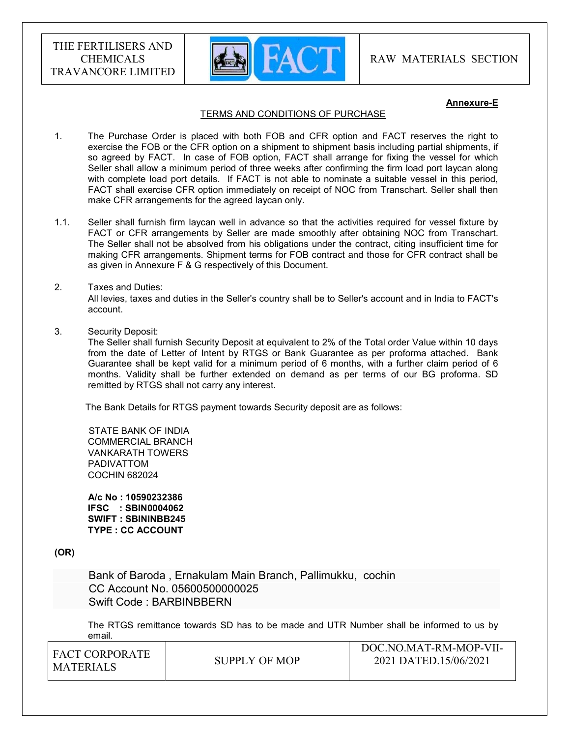**Annexure-E**

TERMS AND CONDITIONS OF PURCHASE

1. The Purchase Order is placed with both FOB and CFR option and FACT reserves the right to exercise the FOB or the CFR option on a shipment to shipment basis including partial shipments, if so agreed by FACT. In case of FOB option, FACT shall arrange for fixing the vessel for which Seller shall allow a minimum period of three weeks after confirming the firm load port laycan along with complete load port details. If FACT is not able to nominate a suitable vessel in this period, FACT shall exercise CFR option immediately on receipt of NOC from Transchart. Seller shall then make CFR arrangements for the agreed laycan only.

1.1. Seller shall furnish firm laycan well in advance so that the activities required for vessel fixture by FACT or CFR arrangements by Seller are made smoothly after obtaining NOC from Transchart. The Seller shall not be absolved from his obligations under the contract, citing insufficient time for making CFR arrangements. Shipment terms for FOB contract and those for CFR contract shall be as given in Annexure F & G respectively of this Document.

2. Taxes and Duties:
All levies, taxes and duties in the Seller's country shall be to Seller's account and in India to FACT's account.

3. Security Deposit:
The Seller shall furnish Security Deposit at equivalent to 2% of the Total order Value within 10 days from the date of Letter of Intent by RTGS or Bank Guarantee as per proforma attached. Bank Guarantee shall be kept valid for a minimum period of 6 months, with a further claim period of 6 months. Validity shall be further extended on demand as per terms of our BG proforma. SD remitted by RTGS shall not carry any interest.

The Bank Details for RTGS payment towards Security deposit are as follows:

STATE BANK OF INDIA
COMMERCIAL BRANCH
VANKARATH TOWERS
PADIVATTOM
COCHIN 682024

**A/c No : 10590232386**
**IFSC : SBIN0004062**
**SWIFT : SBININBB245**
**TYPE : CC ACCOUNT**

**(OR)**

Bank of Baroda , Ernakulam Main Branch, Pallimukku, cochin
CC Account No. 05600500000025
Swift Code : BARBINBBERN

The RTGS remittance towards SD has to be made and UTR Number shall be informed to us by email.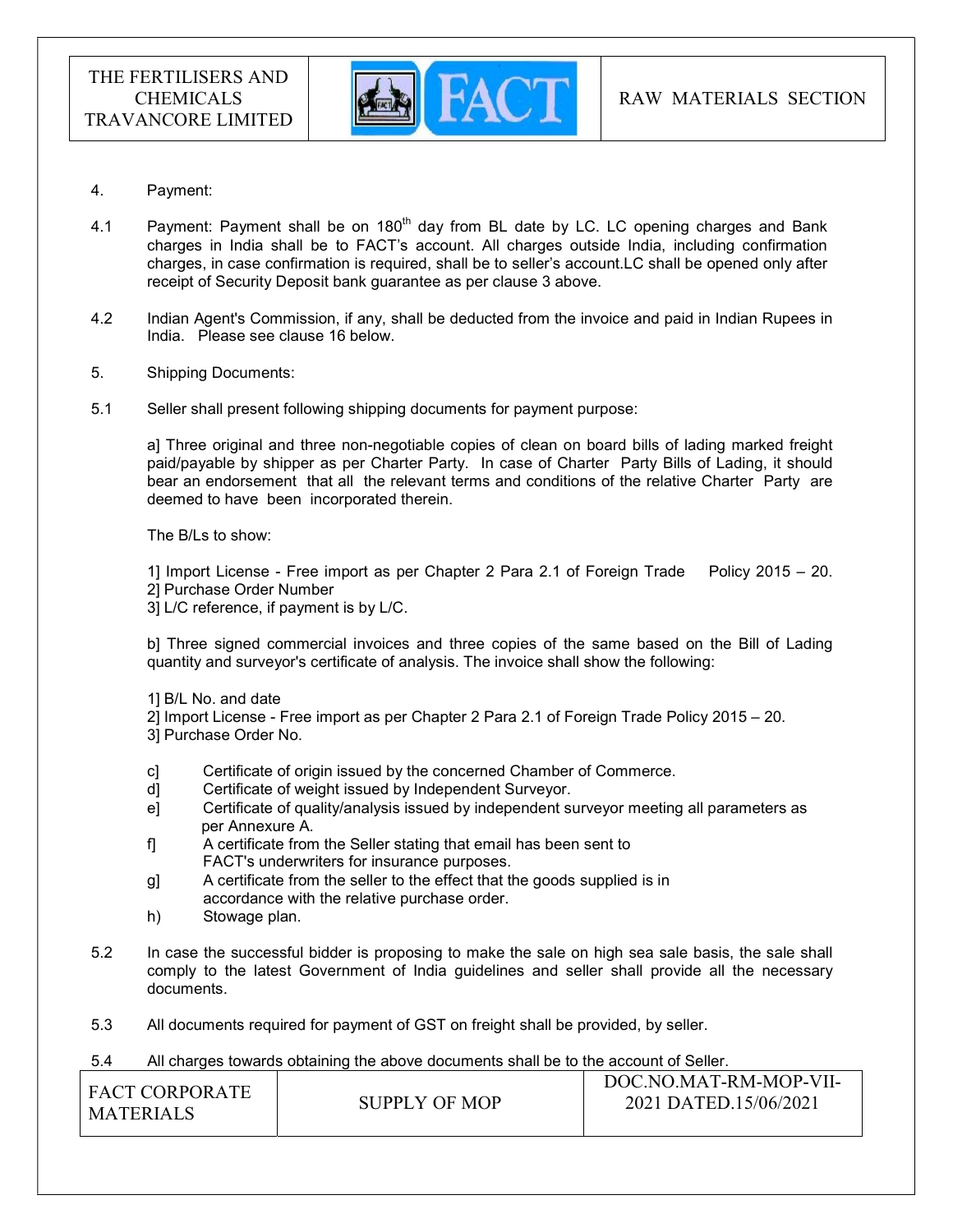4. Payment:

4.1 Payment: Payment shall be on 180th day from BL date by LC. LC opening charges and Bank charges in India shall be to FACT's account. All charges outside India, including confirmation charges, in case confirmation is required, shall be to seller's account.LC shall be opened only after receipt of Security Deposit bank guarantee as per clause 3 above.

4.2 Indian Agent's Commission, if any, shall be deducted from the invoice and paid in Indian Rupees in India. Please see clause 16 below.

5. Shipping Documents:

5.1 Seller shall present following shipping documents for payment purpose:

a] Three original and three non-negotiable copies of clean on board bills of lading marked freight paid/payable by shipper as per Charter Party. In case of Charter Party Bills of Lading, it should bear an endorsement that all the relevant terms and conditions of the relative Charter Party are deemed to have been incorporated therein.

The B/Ls to show:

1] Import License - Free import as per Chapter 2 Para 2.1 of Foreign Trade Policy 2015 – 20.
2] Purchase Order Number
3] L/C reference, if payment is by L/C.

b] Three signed commercial invoices and three copies of the same based on the Bill of Lading quantity and surveyor's certificate of analysis. The invoice shall show the following:

1] B/L No. and date
2] Import License - Free import as per Chapter 2 Para 2.1 of Foreign Trade Policy 2015 – 20.
3] Purchase Order No.

c] Certificate of origin issued by the concerned Chamber of Commerce.
d] Certificate of weight issued by Independent Surveyor.
e] Certificate of quality/analysis issued by independent surveyor meeting all parameters as per Annexure A.
f] A certificate from the Seller stating that email has been sent to FACT's underwriters for insurance purposes.
g] A certificate from the seller to the effect that the goods supplied is in accordance with the relative purchase order.
h) Stowage plan.

5.2 In case the successful bidder is proposing to make the sale on high sea sale basis, the sale shall comply to the latest Government of India guidelines and seller shall provide all the necessary documents.

5.3 All documents required for payment of GST on freight shall be provided, by seller.

5.4 All charges towards obtaining the above documents shall be to the account of Seller.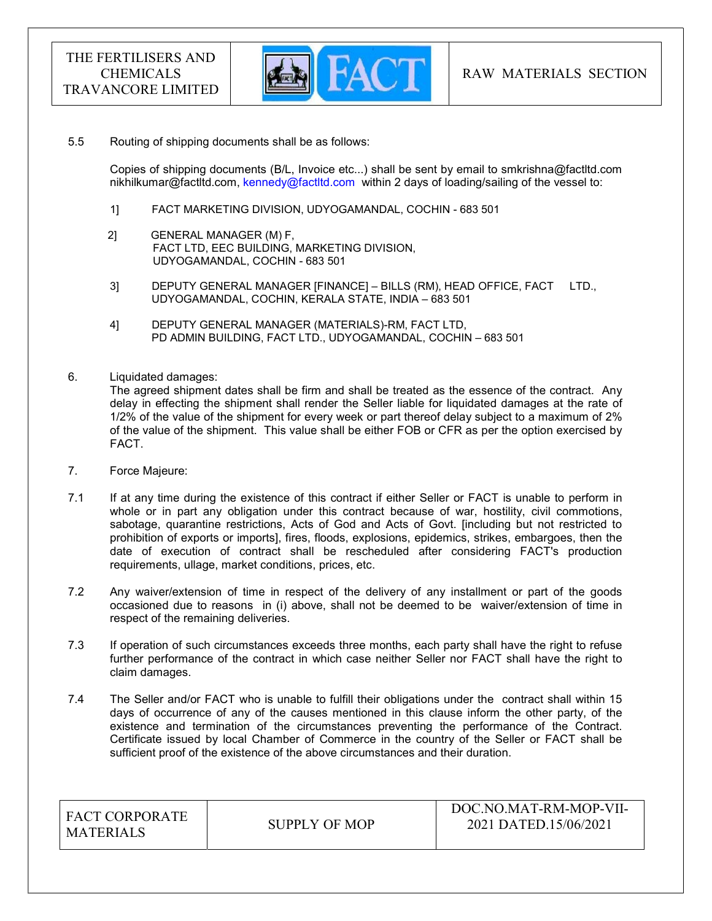5.5 Routing of shipping documents shall be as follows:

Copies of shipping documents (B/L, Invoice etc...) shall be sent by email to smkrishna@factltd.com nikhilkumar@factltd.com, kennedy@factltd.com within 2 days of loading/sailing of the vessel to:

1] FACT MARKETING DIVISION, UDYOGAMANDAL, COCHIN - 683 501

2] GENERAL MANAGER (M) F,
FACT LTD, EEC BUILDING, MARKETING DIVISION,
UDYOGAMANDAL, COCHIN - 683 501

3] DEPUTY GENERAL MANAGER [FINANCE] – BILLS (RM), HEAD OFFICE, FACT LTD., UDYOGAMANDAL, COCHIN, KERALA STATE, INDIA – 683 501

4] DEPUTY GENERAL MANAGER (MATERIALS)-RM, FACT LTD,
PD ADMIN BUILDING, FACT LTD., UDYOGAMANDAL, COCHIN – 683 501

6. Liquidated damages:
The agreed shipment dates shall be firm and shall be treated as the essence of the contract. Any delay in effecting the shipment shall render the Seller liable for liquidated damages at the rate of 1/2% of the value of the shipment for every week or part thereof delay subject to a maximum of 2% of the value of the shipment. This value shall be either FOB or CFR as per the option exercised by FACT.

7. Force Majeure:

7.1 If at any time during the existence of this contract if either Seller or FACT is unable to perform in whole or in part any obligation under this contract because of war, hostility, civil commotions, sabotage, quarantine restrictions, Acts of God and Acts of Govt. [including but not restricted to prohibition of exports or imports], fires, floods, explosions, epidemics, strikes, embargoes, then the date of execution of contract shall be rescheduled after considering FACT's production requirements, ullage, market conditions, prices, etc.

7.2 Any waiver/extension of time in respect of the delivery of any installment or part of the goods occasioned due to reasons in (i) above, shall not be deemed to be waiver/extension of time in respect of the remaining deliveries.

7.3 If operation of such circumstances exceeds three months, each party shall have the right to refuse further performance of the contract in which case neither Seller nor FACT shall have the right to claim damages.

7.4 The Seller and/or FACT who is unable to fulfill their obligations under the contract shall within 15 days of occurrence of any of the causes mentioned in this clause inform the other party, of the existence and termination of the circumstances preventing the performance of the Contract. Certificate issued by local Chamber of Commerce in the country of the Seller or FACT shall be sufficient proof of the existence of the above circumstances and their duration.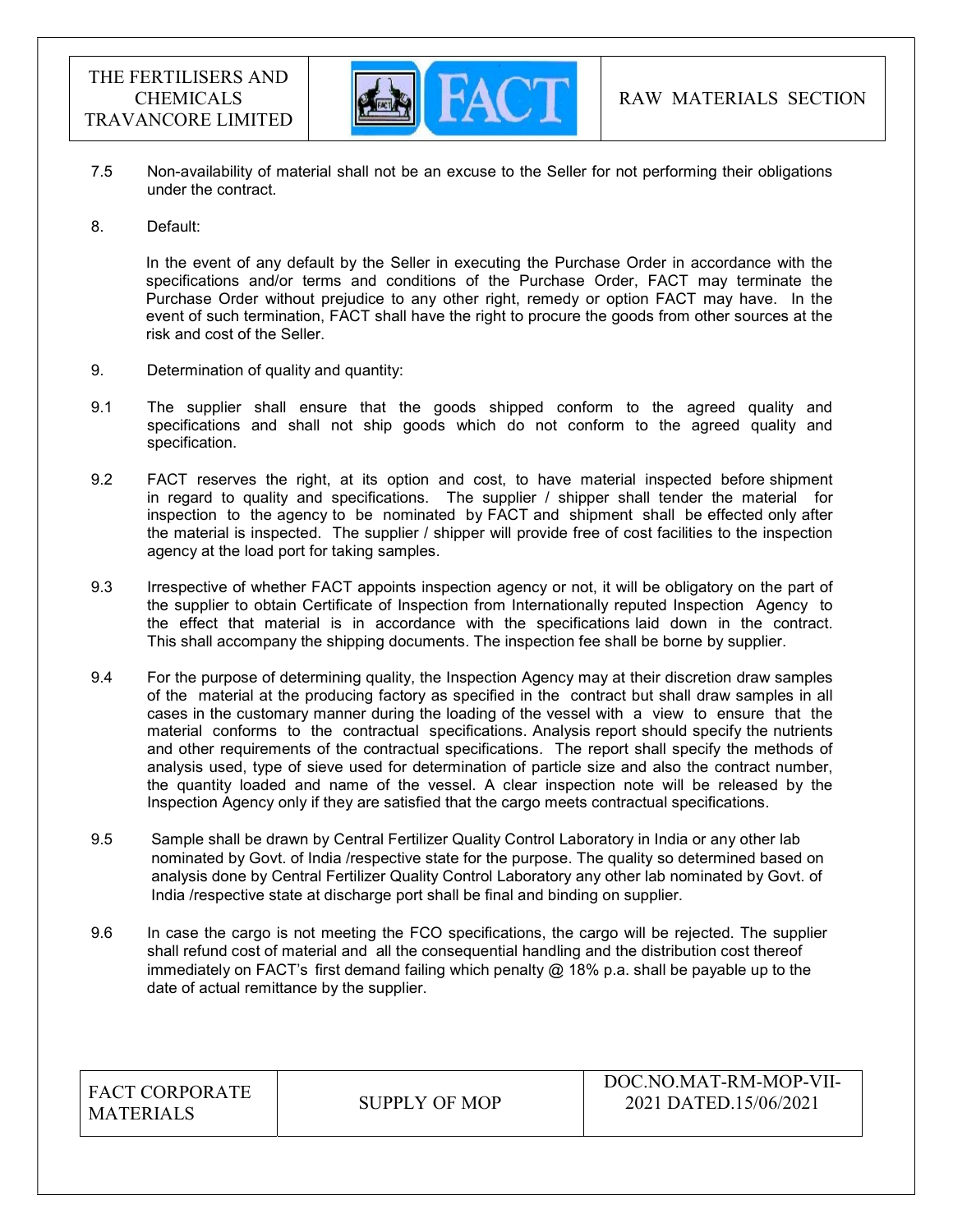7.5 Non-availability of material shall not be an excuse to the Seller for not performing their obligations under the contract.

8. Default:

In the event of any default by the Seller in executing the Purchase Order in accordance with the specifications and/or terms and conditions of the Purchase Order, FACT may terminate the Purchase Order without prejudice to any other right, remedy or option FACT may have. In the event of such termination, FACT shall have the right to procure the goods from other sources at the risk and cost of the Seller.

9. Determination of quality and quantity:

9.1 The supplier shall ensure that the goods shipped conform to the agreed quality and specifications and shall not ship goods which do not conform to the agreed quality and specification.

9.2 FACT reserves the right, at its option and cost, to have material inspected before shipment in regard to quality and specifications. The supplier / shipper shall tender the material for inspection to the agency to be nominated by FACT and shipment shall be effected only after the material is inspected. The supplier / shipper will provide free of cost facilities to the inspection agency at the load port for taking samples.

9.3 Irrespective of whether FACT appoints inspection agency or not, it will be obligatory on the part of the supplier to obtain Certificate of Inspection from Internationally reputed Inspection Agency to the effect that material is in accordance with the specifications laid down in the contract. This shall accompany the shipping documents. The inspection fee shall be borne by supplier.

9.4 For the purpose of determining quality, the Inspection Agency may at their discretion draw samples of the material at the producing factory as specified in the contract but shall draw samples in all cases in the customary manner during the loading of the vessel with a view to ensure that the material conforms to the contractual specifications. Analysis report should specify the nutrients and other requirements of the contractual specifications. The report shall specify the methods of analysis used, type of sieve used for determination of particle size and also the contract number, the quantity loaded and name of the vessel. A clear inspection note will be released by the Inspection Agency only if they are satisfied that the cargo meets contractual specifications.

9.5 Sample shall be drawn by Central Fertilizer Quality Control Laboratory in India or any other lab nominated by Govt. of India /respective state for the purpose. The quality so determined based on analysis done by Central Fertilizer Quality Control Laboratory any other lab nominated by Govt. of India /respective state at discharge port shall be final and binding on supplier.

9.6 In case the cargo is not meeting the FCO specifications, the cargo will be rejected. The supplier shall refund cost of material and all the consequential handling and the distribution cost thereof immediately on FACT's first demand failing which penalty @ 18% p.a. shall be payable up to the date of actual remittance by the supplier.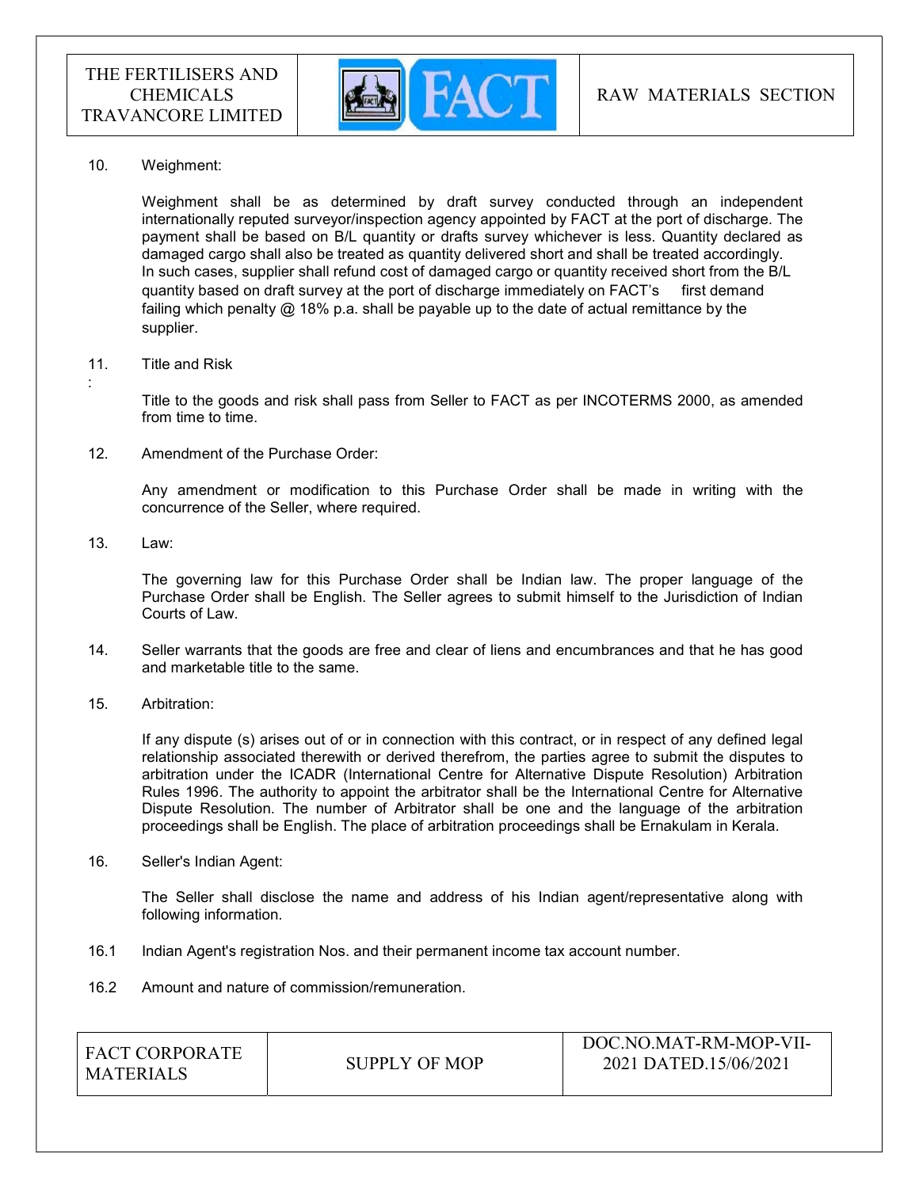10. Weighment:

    Weighment shall be as determined by draft survey conducted through an independent internationally reputed surveyor/inspection agency appointed by FACT at the port of discharge. The payment shall be based on B/L quantity or drafts survey whichever is less. Quantity declared as damaged cargo shall also be treated as quantity delivered short and shall be treated accordingly. In such cases, supplier shall refund cost of damaged cargo or quantity received short from the B/L quantity based on draft survey at the port of discharge immediately on FACT's first demand failing which penalty @ 18% p.a. shall be payable up to the date of actual remittance by the supplier.

11. Title and Risk
:
    Title to the goods and risk shall pass from Seller to FACT as per INCOTERMS 2000, as amended from time to time.

12. Amendment of the Purchase Order:

    Any amendment or modification to this Purchase Order shall be made in writing with the concurrence of the Seller, where required.

13. Law:

    The governing law for this Purchase Order shall be Indian law. The proper language of the Purchase Order shall be English. The Seller agrees to submit himself to the Jurisdiction of Indian Courts of Law.

14. Seller warrants that the goods are free and clear of liens and encumbrances and that he has good and marketable title to the same.

15. Arbitration:

    If any dispute (s) arises out of or in connection with this contract, or in respect of any defined legal relationship associated therewith or derived therefrom, the parties agree to submit the disputes to arbitration under the ICADR (International Centre for Alternative Dispute Resolution) Arbitration Rules 1996. The authority to appoint the arbitrator shall be the International Centre for Alternative Dispute Resolution. The number of Arbitrator shall be one and the language of the arbitration proceedings shall be English. The place of arbitration proceedings shall be Ernakulam in Kerala.

16. Seller's Indian Agent:

    The Seller shall disclose the name and address of his Indian agent/representative along with following information.

16.1 Indian Agent's registration Nos. and their permanent income tax account number.

16.2 Amount and nature of commission/remuneration.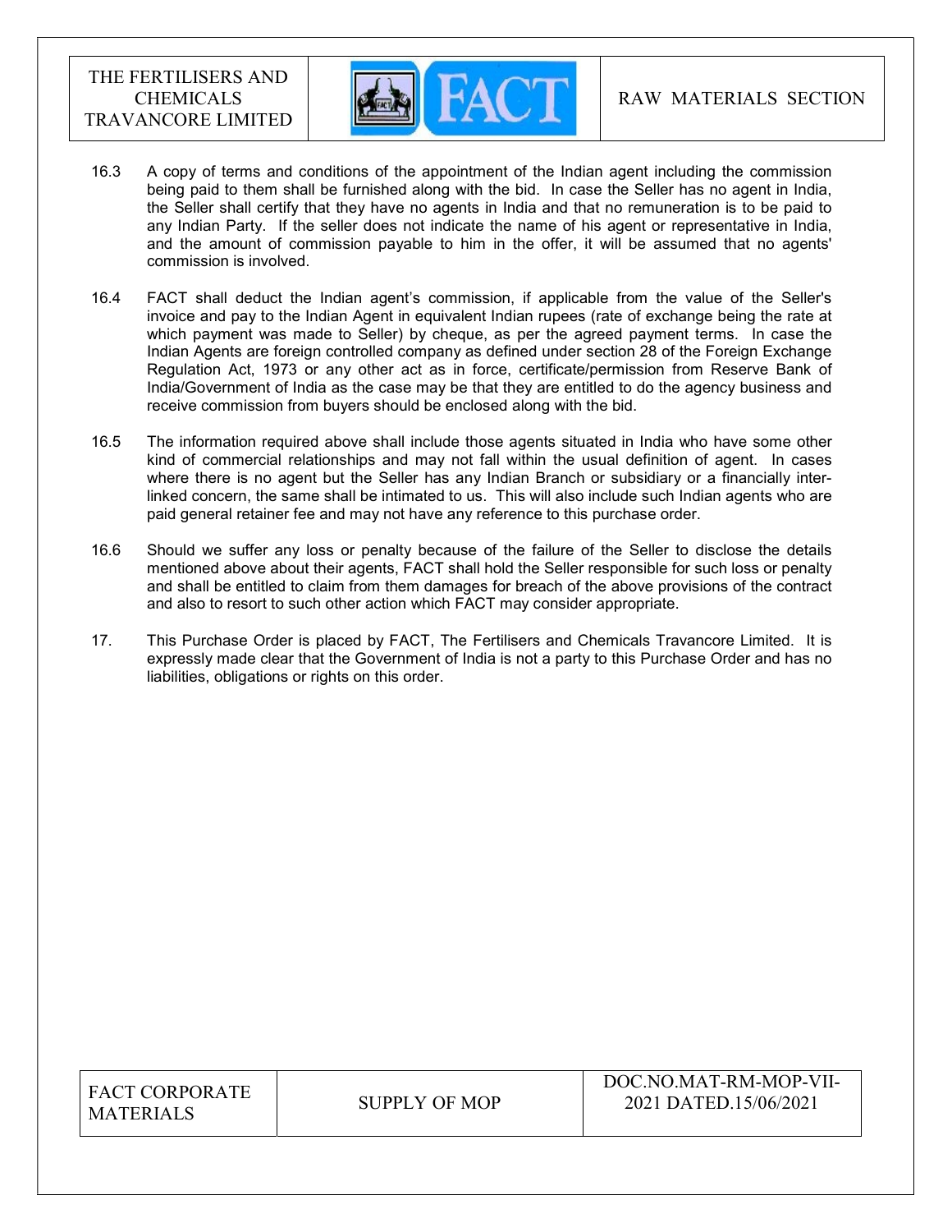16.3 A copy of terms and conditions of the appointment of the Indian agent including the commission being paid to them shall be furnished along with the bid. In case the Seller has no agent in India, the Seller shall certify that they have no agents in India and that no remuneration is to be paid to any Indian Party. If the seller does not indicate the name of his agent or representative in India, and the amount of commission payable to him in the offer, it will be assumed that no agents' commission is involved.

16.4 FACT shall deduct the Indian agent's commission, if applicable from the value of the Seller's invoice and pay to the Indian Agent in equivalent Indian rupees (rate of exchange being the rate at which payment was made to Seller) by cheque, as per the agreed payment terms. In case the Indian Agents are foreign controlled company as defined under section 28 of the Foreign Exchange Regulation Act, 1973 or any other act as in force, certificate/permission from Reserve Bank of India/Government of India as the case may be that they are entitled to do the agency business and receive commission from buyers should be enclosed along with the bid.

16.5 The information required above shall include those agents situated in India who have some other kind of commercial relationships and may not fall within the usual definition of agent. In cases where there is no agent but the Seller has any Indian Branch or subsidiary or a financially inter-linked concern, the same shall be intimated to us. This will also include such Indian agents who are paid general retainer fee and may not have any reference to this purchase order.

16.6 Should we suffer any loss or penalty because of the failure of the Seller to disclose the details mentioned above about their agents, FACT shall hold the Seller responsible for such loss or penalty and shall be entitled to claim from them damages for breach of the above provisions of the contract and also to resort to such other action which FACT may consider appropriate.

17. This Purchase Order is placed by FACT, The Fertilisers and Chemicals Travancore Limited. It is expressly made clear that the Government of India is not a party to this Purchase Order and has no liabilities, obligations or rights on this order.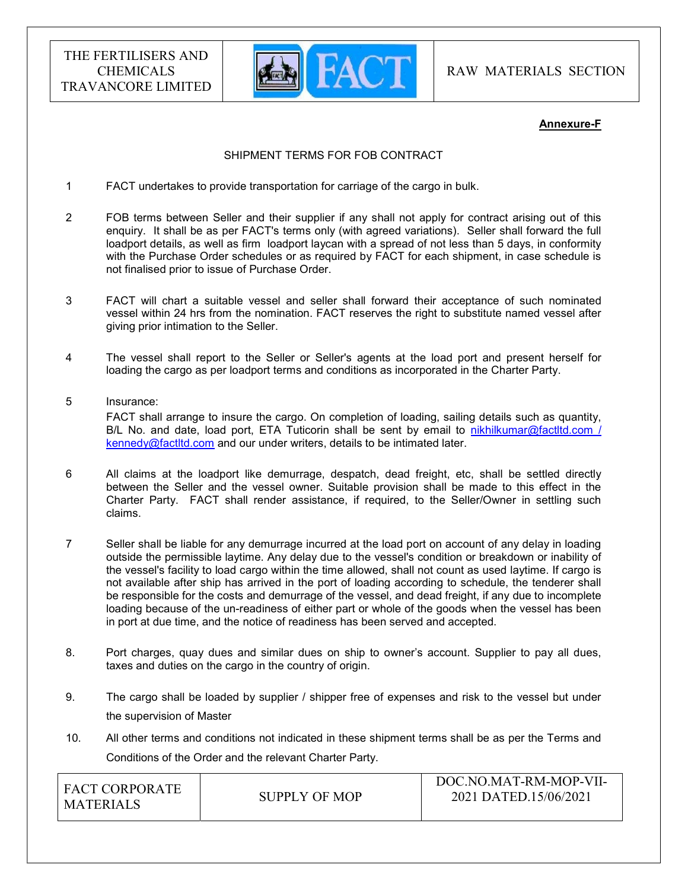**Annexure-F**

SHIPMENT TERMS FOR FOB CONTRACT

1. FACT undertakes to provide transportation for carriage of the cargo in bulk.

2. FOB terms between Seller and their supplier if any shall not apply for contract arising out of this enquiry. It shall be as per FACT's terms only (with agreed variations). Seller shall forward the full loadport details, as well as firm loadport laycan with a spread of not less than 5 days, in conformity with the Purchase Order schedules or as required by FACT for each shipment, in case schedule is not finalised prior to issue of Purchase Order.

3. FACT will chart a suitable vessel and seller shall forward their acceptance of such nominated vessel within 24 hrs from the nomination. FACT reserves the right to substitute named vessel after giving prior intimation to the Seller.

4. The vessel shall report to the Seller or Seller's agents at the load port and present herself for loading the cargo as per loadport terms and conditions as incorporated in the Charter Party.

5. Insurance:
   FACT shall arrange to insure the cargo. On completion of loading, sailing details such as quantity, B/L No. and date, load port, ETA Tuticorin shall be sent by email to nikhilkumar@factltd.com / kennedy@factltd.com and our under writers, details to be intimated later.

6. All claims at the loadport like demurrage, despatch, dead freight, etc, shall be settled directly between the Seller and the vessel owner. Suitable provision shall be made to this effect in the Charter Party. FACT shall render assistance, if required, to the Seller/Owner in settling such claims.

7. Seller shall be liable for any demurrage incurred at the load port on account of any delay in loading outside the permissible laytime. Any delay due to the vessel's condition or breakdown or inability of the vessel's facility to load cargo within the time allowed, shall not count as used laytime. If cargo is not available after ship has arrived in the port of loading according to schedule, the tenderer shall be responsible for the costs and demurrage of the vessel, and dead freight, if any due to incomplete loading because of the un-readiness of either part or whole of the goods when the vessel has been in port at due time, and the notice of readiness has been served and accepted.

8. Port charges, quay dues and similar dues on ship to owner's account. Supplier to pay all dues, taxes and duties on the cargo in the country of origin.

9. The cargo shall be loaded by supplier / shipper free of expenses and risk to the vessel but under the supervision of Master

10. All other terms and conditions not indicated in these shipment terms shall be as per the Terms and Conditions of the Order and the relevant Charter Party.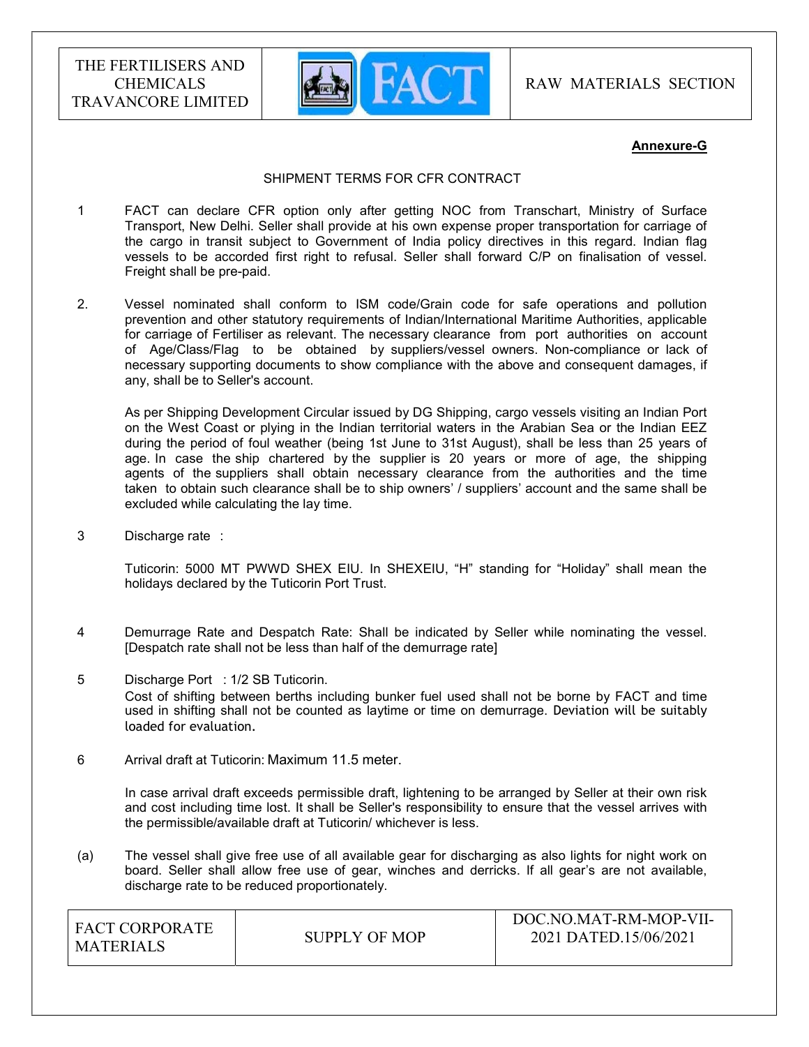**Annexure-G**

SHIPMENT TERMS FOR CFR CONTRACT

1 FACT can declare CFR option only after getting NOC from Transchart, Ministry of Surface Transport, New Delhi. Seller shall provide at his own expense proper transportation for carriage of the cargo in transit subject to Government of India policy directives in this regard. Indian flag vessels to be accorded first right to refusal. Seller shall forward C/P on finalisation of vessel. Freight shall be pre-paid.

2. Vessel nominated shall conform to ISM code/Grain code for safe operations and pollution prevention and other statutory requirements of Indian/International Maritime Authorities, applicable for carriage of Fertiliser as relevant. The necessary clearance from port authorities on account of Age/Class/Flag to be obtained by suppliers/vessel owners. Non-compliance or lack of necessary supporting documents to show compliance with the above and consequent damages, if any, shall be to Seller's account.

As per Shipping Development Circular issued by DG Shipping, cargo vessels visiting an Indian Port on the West Coast or plying in the Indian territorial waters in the Arabian Sea or the Indian EEZ during the period of foul weather (being 1st June to 31st August), shall be less than 25 years of age. In case the ship chartered by the supplier is 20 years or more of age, the shipping agents of the suppliers shall obtain necessary clearance from the authorities and the time taken to obtain such clearance shall be to ship owners' / suppliers' account and the same shall be excluded while calculating the lay time.

3 Discharge rate :

Tuticorin: 5000 MT PWWD SHEX EIU. In SHEXEIU, "H" standing for "Holiday" shall mean the holidays declared by the Tuticorin Port Trust.

4 Demurrage Rate and Despatch Rate: Shall be indicated by Seller while nominating the vessel. [Despatch rate shall not be less than half of the demurrage rate]

5 Discharge Port : 1/2 SB Tuticorin.
Cost of shifting between berths including bunker fuel used shall not be borne by FACT and time used in shifting shall not be counted as laytime or time on demurrage. Deviation will be suitably loaded for evaluation.

6 Arrival draft at Tuticorin: Maximum 11.5 meter.

In case arrival draft exceeds permissible draft, lightening to be arranged by Seller at their own risk and cost including time lost. It shall be Seller's responsibility to ensure that the vessel arrives with the permissible/available draft at Tuticorin/ whichever is less.

(a) The vessel shall give free use of all available gear for discharging as also lights for night work on board. Seller shall allow free use of gear, winches and derricks. If all gear's are not available, discharge rate to be reduced proportionately.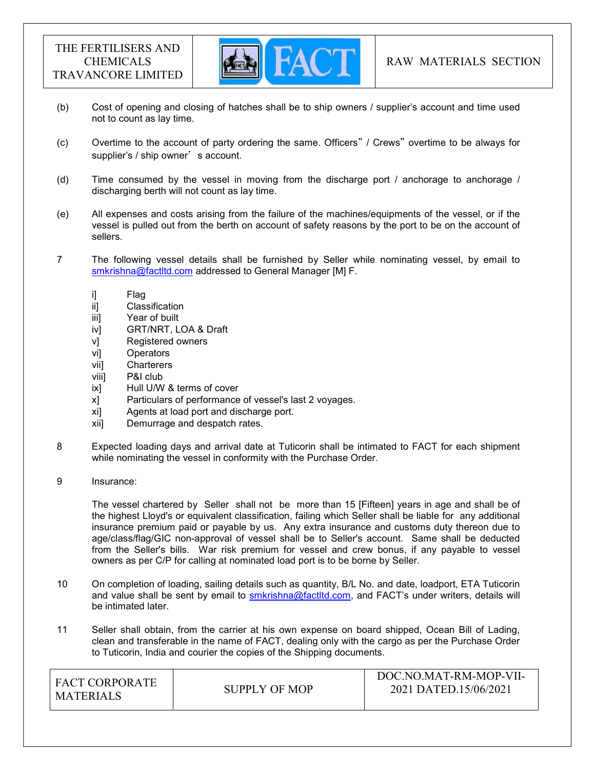(b) Cost of opening and closing of hatches shall be to ship owners / supplier's account and time used not to count as lay time.

(c) Overtime to the account of party ordering the same. Officers" / Crews" overtime to be always for supplier's / ship owner' s account.

(d) Time consumed by the vessel in moving from the discharge port / anchorage to anchorage / discharging berth will not count as lay time.

(e) All expenses and costs arising from the failure of the machines/equipments of the vessel, or if the vessel is pulled out from the berth on account of safety reasons by the port to be on the account of sellers.

7 The following vessel details shall be furnished by Seller while nominating vessel, by email to smkrishna@factltd.com addressed to General Manager [M] F.

i] Flag
ii] Classification
iii] Year of built
iv] GRT/NRT, LOA & Draft
v] Registered owners
vi] Operators
vii] Charterers
viii] P&I club
ix] Hull U/W & terms of cover
x] Particulars of performance of vessel's last 2 voyages.
xi] Agents at load port and discharge port.
xii] Demurrage and despatch rates.

8 Expected loading days and arrival date at Tuticorin shall be intimated to FACT for each shipment while nominating the vessel in conformity with the Purchase Order.

9 Insurance:

The vessel chartered by Seller shall not be more than 15 [Fifteen] years in age and shall be of the highest Lloyd's or equivalent classification, failing which Seller shall be liable for any additional insurance premium paid or payable by us. Any extra insurance and customs duty thereon due to age/class/flag/GIC non-approval of vessel shall be to Seller's account. Same shall be deducted from the Seller's bills. War risk premium for vessel and crew bonus, if any payable to vessel owners as per C/P for calling at nominated load port is to be borne by Seller.

10 On completion of loading, sailing details such as quantity, B/L No. and date, loadport, ETA Tuticorin and value shall be sent by email to smkrishna@factltd.com, and FACT's under writers, details will be intimated later.

11 Seller shall obtain, from the carrier at his own expense on board shipped, Ocean Bill of Lading, clean and transferable in the name of FACT, dealing only with the cargo as per the Purchase Order to Tuticorin, India and courier the copies of the Shipping documents.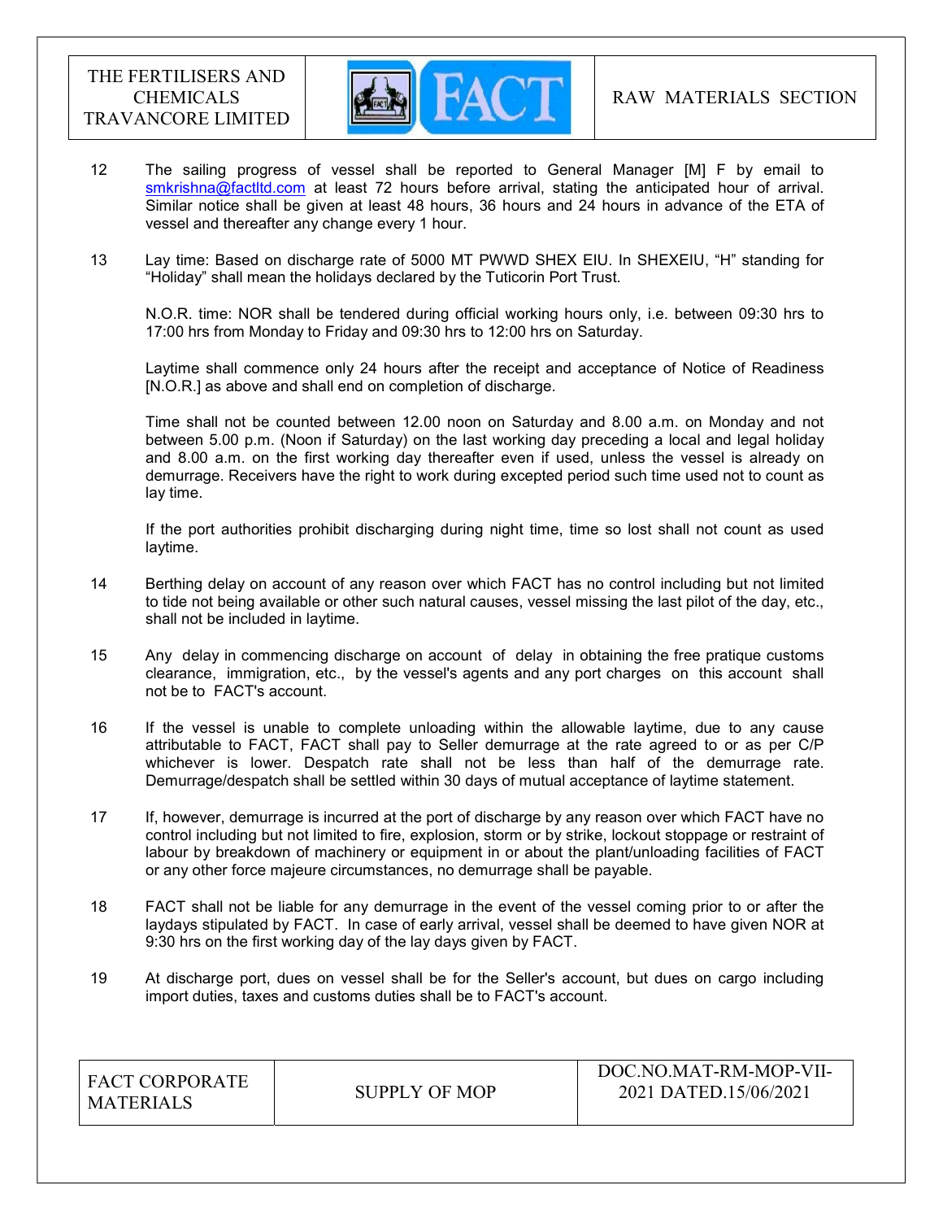12 The sailing progress of vessel shall be reported to General Manager [M] F by email to smkrishna@factltd.com at least 72 hours before arrival, stating the anticipated hour of arrival. Similar notice shall be given at least 48 hours, 36 hours and 24 hours in advance of the ETA of vessel and thereafter any change every 1 hour.

13 Lay time: Based on discharge rate of 5000 MT PWWD SHEX EIU. In SHEXEIU, "H" standing for "Holiday" shall mean the holidays declared by the Tuticorin Port Trust.

N.O.R. time: NOR shall be tendered during official working hours only, i.e. between 09:30 hrs to 17:00 hrs from Monday to Friday and 09:30 hrs to 12:00 hrs on Saturday.

Laytime shall commence only 24 hours after the receipt and acceptance of Notice of Readiness [N.O.R.] as above and shall end on completion of discharge.

Time shall not be counted between 12.00 noon on Saturday and 8.00 a.m. on Monday and not between 5.00 p.m. (Noon if Saturday) on the last working day preceding a local and legal holiday and 8.00 a.m. on the first working day thereafter even if used, unless the vessel is already on demurrage. Receivers have the right to work during excepted period such time used not to count as lay time.

If the port authorities prohibit discharging during night time, time so lost shall not count as used laytime.

14 Berthing delay on account of any reason over which FACT has no control including but not limited to tide not being available or other such natural causes, vessel missing the last pilot of the day, etc., shall not be included in laytime.

15 Any delay in commencing discharge on account of delay in obtaining the free pratique customs clearance, immigration, etc., by the vessel's agents and any port charges on this account shall not be to FACT's account.

16 If the vessel is unable to complete unloading within the allowable laytime, due to any cause attributable to FACT, FACT shall pay to Seller demurrage at the rate agreed to or as per C/P whichever is lower. Despatch rate shall not be less than half of the demurrage rate. Demurrage/despatch shall be settled within 30 days of mutual acceptance of laytime statement.

17 If, however, demurrage is incurred at the port of discharge by any reason over which FACT have no control including but not limited to fire, explosion, storm or by strike, lockout stoppage or restraint of labour by breakdown of machinery or equipment in or about the plant/unloading facilities of FACT or any other force majeure circumstances, no demurrage shall be payable.

18 FACT shall not be liable for any demurrage in the event of the vessel coming prior to or after the laydays stipulated by FACT. In case of early arrival, vessel shall be deemed to have given NOR at 9:30 hrs on the first working day of the lay days given by FACT.

19 At discharge port, dues on vessel shall be for the Seller's account, but dues on cargo including import duties, taxes and customs duties shall be to FACT's account.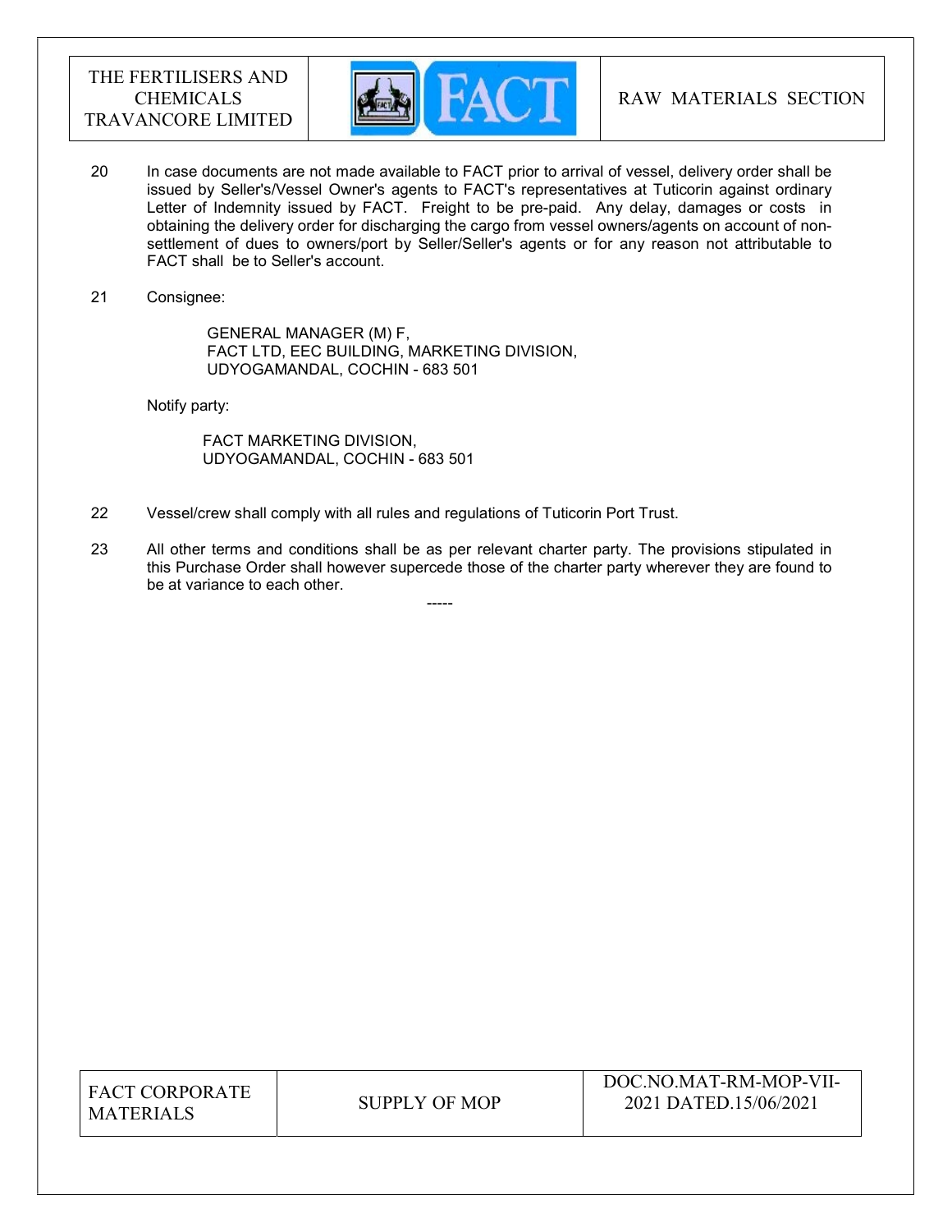20 In case documents are not made available to FACT prior to arrival of vessel, delivery order shall be issued by Seller's/Vessel Owner's agents to FACT's representatives at Tuticorin against ordinary Letter of Indemnity issued by FACT. Freight to be pre-paid. Any delay, damages or costs in obtaining the delivery order for discharging the cargo from vessel owners/agents on account of non-settlement of dues to owners/port by Seller/Seller's agents or for any reason not attributable to FACT shall be to Seller's account.

21 Consignee:

GENERAL MANAGER (M) F,
FACT LTD, EEC BUILDING, MARKETING DIVISION,
UDYOGAMANDAL, COCHIN - 683 501

Notify party:

FACT MARKETING DIVISION,
UDYOGAMANDAL, COCHIN - 683 501

22 Vessel/crew shall comply with all rules and regulations of Tuticorin Port Trust.

23 All other terms and conditions shall be as per relevant charter party. The provisions stipulated in this Purchase Order shall however supercede those of the charter party wherever they are found to be at variance to each other.

-----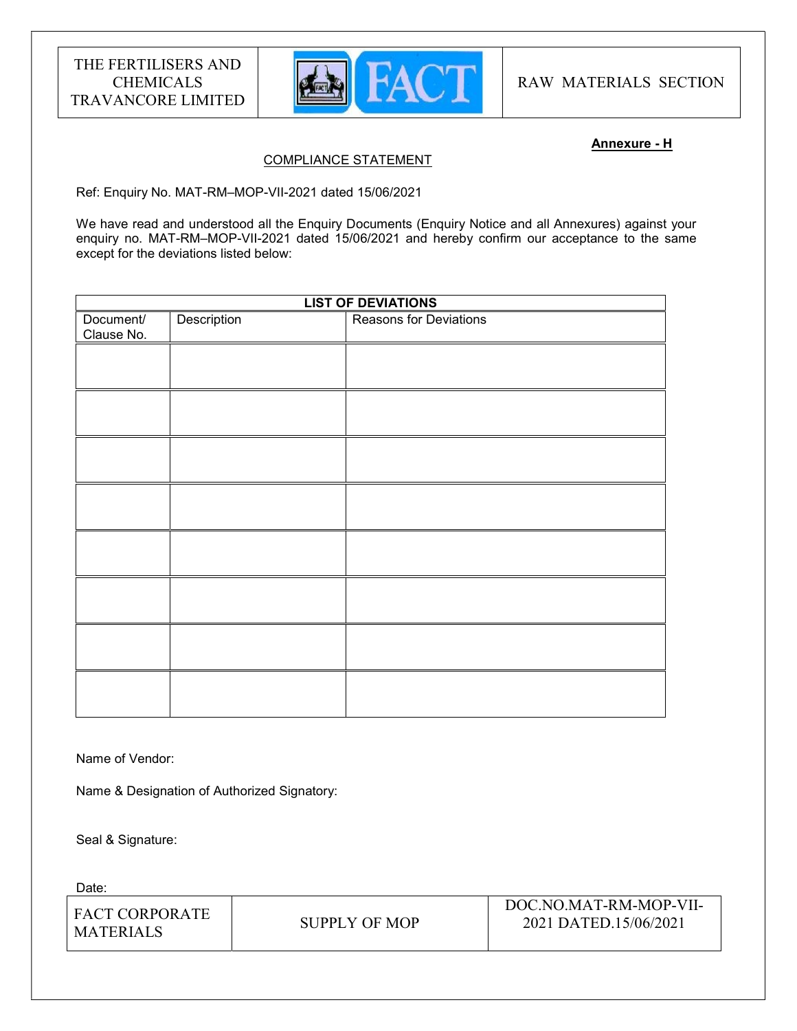**Annexure - H**

COMPLIANCE STATEMENT

Ref: Enquiry No. MAT-RM–MOP-VII-2021 dated 15/06/2021

We have read and understood all the Enquiry Documents (Enquiry Notice and all Annexures) against your enquiry no. MAT-RM–MOP-VII-2021 dated 15/06/2021 and hereby confirm our acceptance to the same except for the deviations listed below:

| **LIST OF DEVIATIONS** | | |
|---|---|---|
| Document/ Clause No. | Description | Reasons for Deviations |
| | | |
| | | |
| | | |
| | | |
| | | |
| | | |
| | | |
| | | |

Name of Vendor:

Name & Designation of Authorized Signatory:

Seal & Signature:

Date: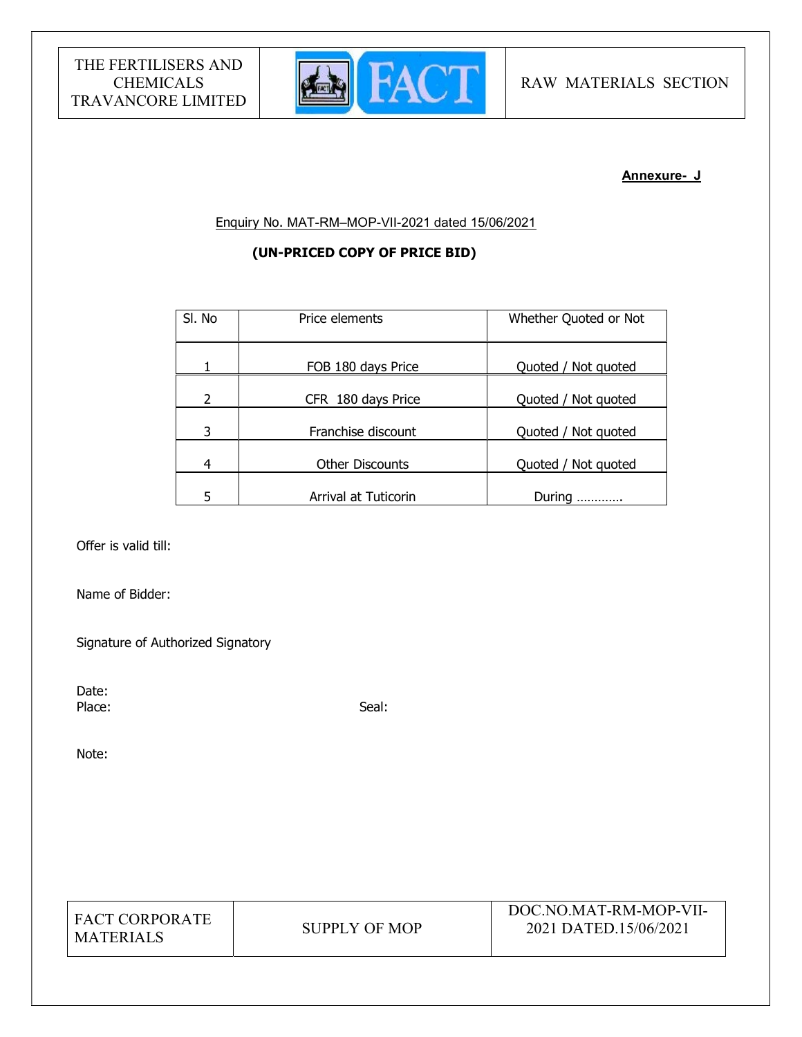**Annexure- J**

Enquiry No. MAT-RM–MOP-VII-2021 dated 15/06/2021

**(UN-PRICED COPY OF PRICE BID)**

| Sl. No | Price elements | Whether Quoted or Not |
|---|---|---|
| 1 | FOB 180 days Price | Quoted / Not quoted |
| 2 | CFR 180 days Price | Quoted / Not quoted |
| 3 | Franchise discount | Quoted / Not quoted |
| 4 | Other Discounts | Quoted / Not quoted |
| 5 | Arrival at Tuticorin | During ………… |

Offer is valid till:

Name of Bidder:

Signature of Authorized Signatory

Date:

Place: Seal:

Note: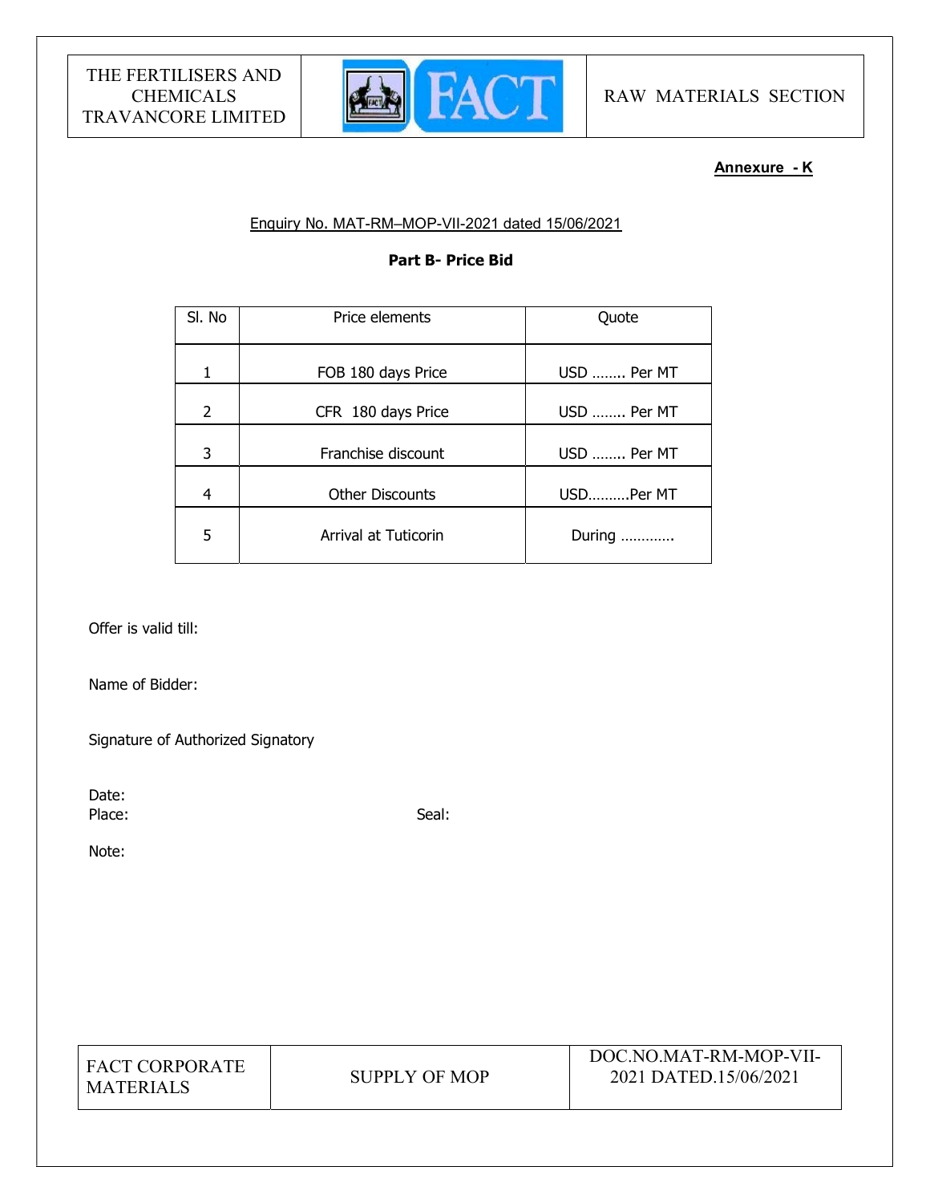**Annexure - K**

Enquiry No. MAT-RM–MOP-VII-2021 dated 15/06/2021

**Part B- Price Bid**

| Sl. No | Price elements | Quote |
|---|---|---|
| 1 | FOB 180 days Price | USD …….. Per MT |
| 2 | CFR 180 days Price | USD …….. Per MT |
| 3 | Franchise discount | USD …….. Per MT |
| 4 | Other Discounts | USD………Per MT |
| 5 | Arrival at Tuticorin | During ………… |

Offer is valid till:

Name of Bidder:

Signature of Authorized Signatory

Date:

Place: Seal:

Note: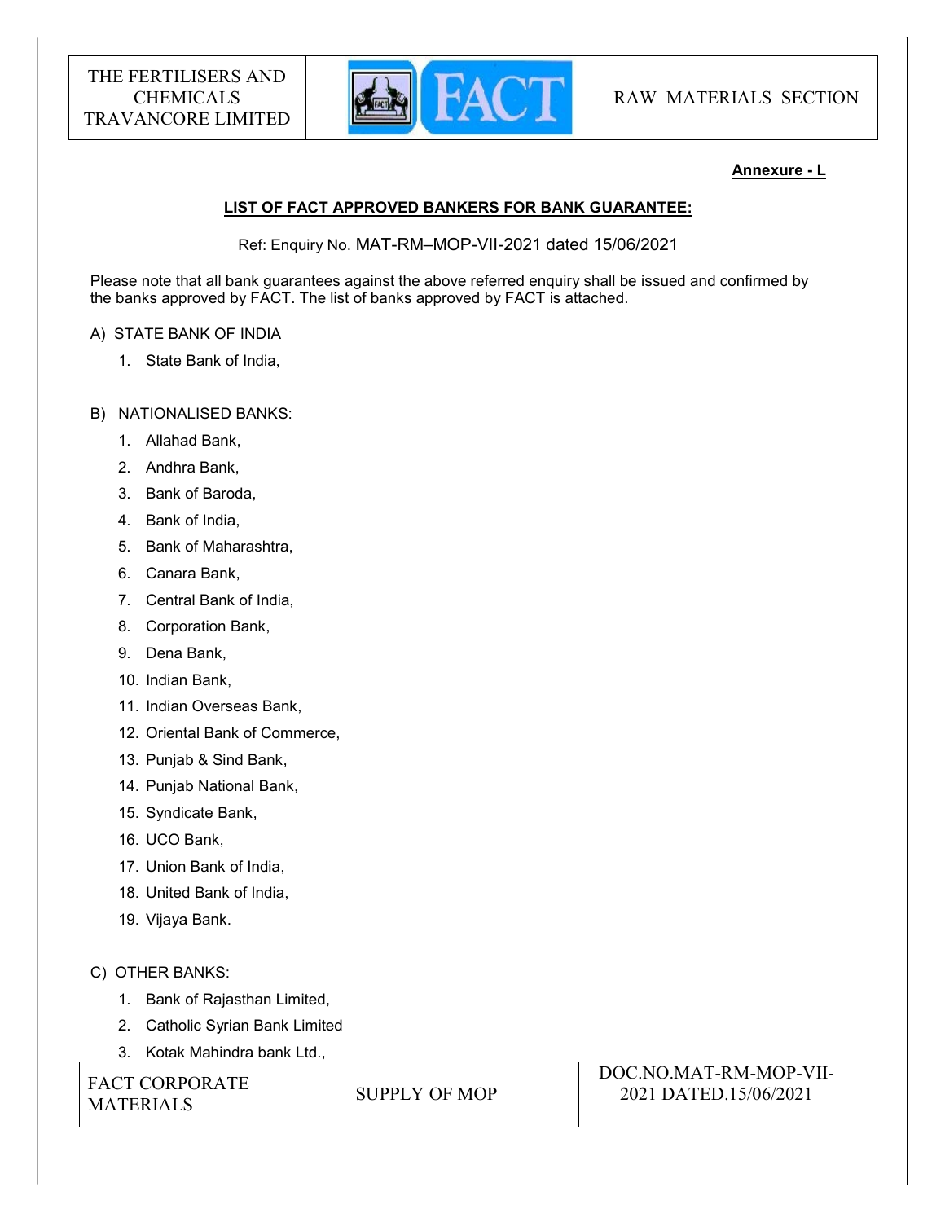**Annexure - L**

**LIST OF FACT APPROVED BANKERS FOR BANK GUARANTEE:**

Ref: Enquiry No. MAT-RM–MOP-VII-2021 dated 15/06/2021

Please note that all bank guarantees against the above referred enquiry shall be issued and confirmed by the banks approved by FACT. The list of banks approved by FACT is attached.

A) STATE BANK OF INDIA

1. State Bank of India,

B) NATIONALISED BANKS:

1. Allahad Bank,
2. Andhra Bank,
3. Bank of Baroda,
4. Bank of India,
5. Bank of Maharashtra,
6. Canara Bank,
7. Central Bank of India,
8. Corporation Bank,
9. Dena Bank,
10. Indian Bank,
11. Indian Overseas Bank,
12. Oriental Bank of Commerce,
13. Punjab & Sind Bank,
14. Punjab National Bank,
15. Syndicate Bank,
16. UCO Bank,
17. Union Bank of India,
18. United Bank of India,
19. Vijaya Bank.

C) OTHER BANKS:

1. Bank of Rajasthan Limited,
2. Catholic Syrian Bank Limited
3. Kotak Mahindra bank Ltd.,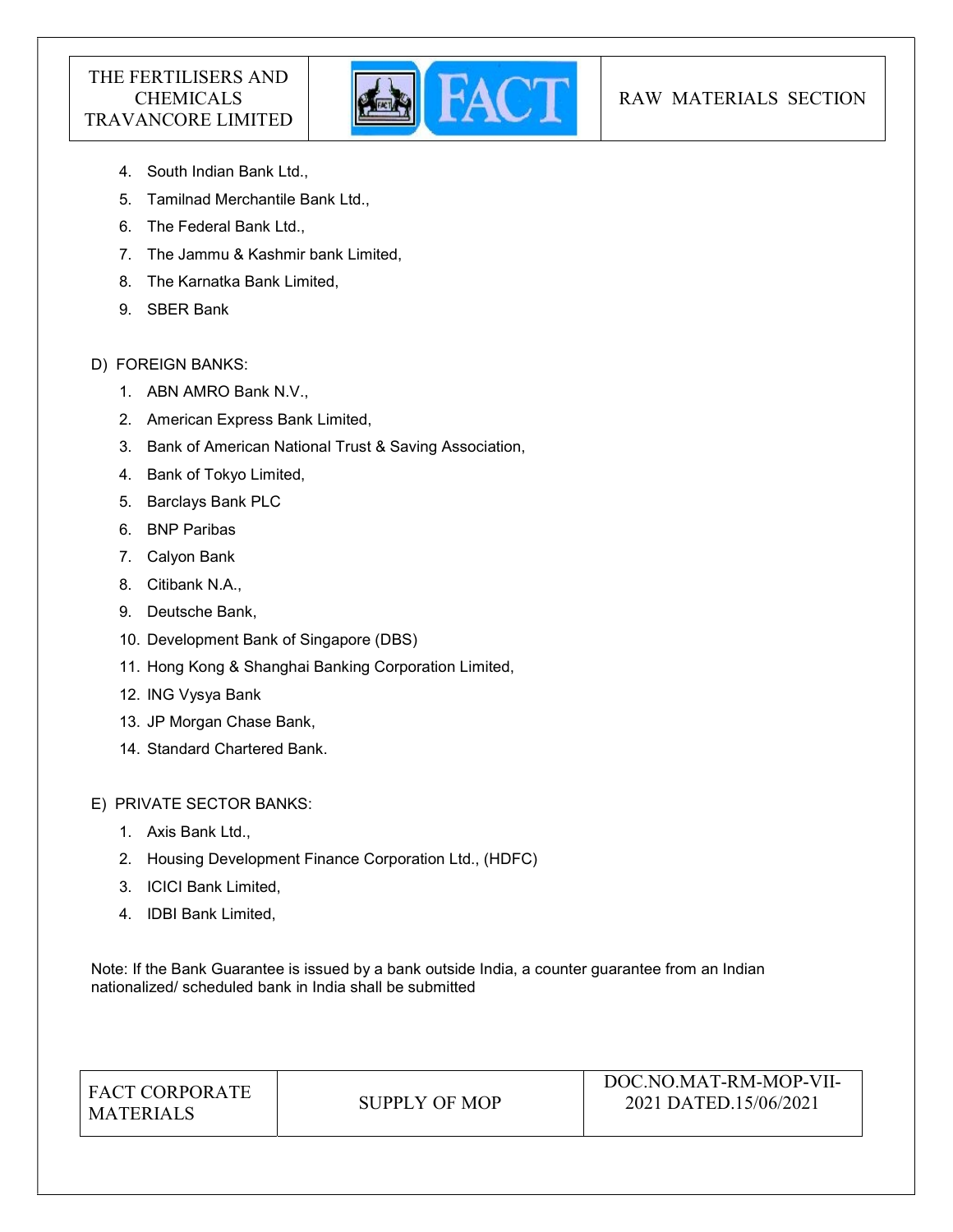4. South Indian Bank Ltd.,
5. Tamilnad Merchantile Bank Ltd.,
6. The Federal Bank Ltd.,
7. The Jammu & Kashmir bank Limited,
8. The Karnatka Bank Limited,
9. SBER Bank

D) FOREIGN BANKS:

1. ABN AMRO Bank N.V.,
2. American Express Bank Limited,
3. Bank of American National Trust & Saving Association,
4. Bank of Tokyo Limited,
5. Barclays Bank PLC
6. BNP Paribas
7. Calyon Bank
8. Citibank N.A.,
9. Deutsche Bank,
10. Development Bank of Singapore (DBS)
11. Hong Kong & Shanghai Banking Corporation Limited,
12. ING Vysya Bank
13. JP Morgan Chase Bank,
14. Standard Chartered Bank.

E) PRIVATE SECTOR BANKS:

1. Axis Bank Ltd.,
2. Housing Development Finance Corporation Ltd., (HDFC)
3. ICICI Bank Limited,
4. IDBI Bank Limited,

Note: If the Bank Guarantee is issued by a bank outside India, a counter guarantee from an Indian nationalized/ scheduled bank in India shall be submitted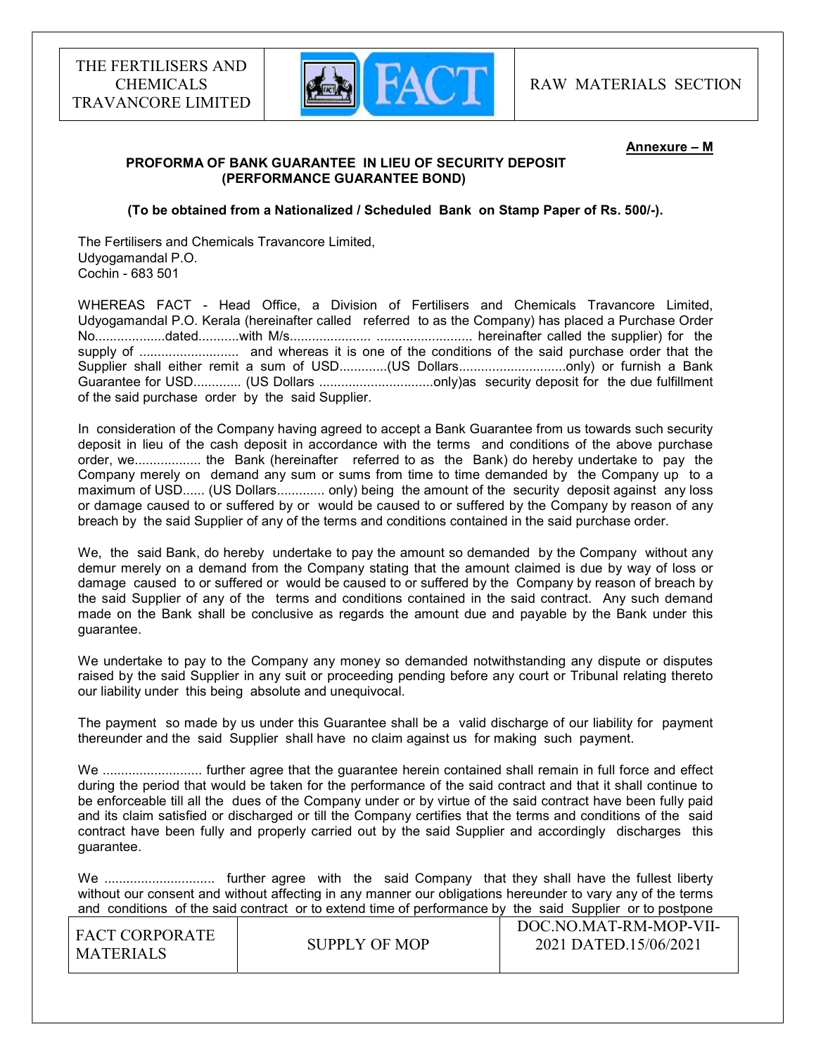**Annexure – M**

**PROFORMA OF BANK GUARANTEE IN LIEU OF SECURITY DEPOSIT (PERFORMANCE GUARANTEE BOND)**

**(To be obtained from a Nationalized / Scheduled Bank on Stamp Paper of Rs. 500/-).**

The Fertilisers and Chemicals Travancore Limited,
Udyogamandal P.O.
Cochin - 683 501

WHEREAS FACT - Head Office, a Division of Fertilisers and Chemicals Travancore Limited, Udyogamandal P.O. Kerala (hereinafter called referred to as the Company) has placed a Purchase Order No...................dated...........with M/s..................... .......................... hereinafter called the supplier) for the supply of ........................... and whereas it is one of the conditions of the said purchase order that the Supplier shall either remit a sum of USD.............(US Dollars.............................only) or furnish a Bank Guarantee for USD............. (US Dollars ...............................only)as security deposit for the due fulfillment of the said purchase order by the said Supplier.

In consideration of the Company having agreed to accept a Bank Guarantee from us towards such security deposit in lieu of the cash deposit in accordance with the terms and conditions of the above purchase order, we.................. the Bank (hereinafter referred to as the Bank) do hereby undertake to pay the Company merely on demand any sum or sums from time to time demanded by the Company up to a maximum of USD...... (US Dollars............. only) being the amount of the security deposit against any loss or damage caused to or suffered by or would be caused to or suffered by the Company by reason of any breach by the said Supplier of any of the terms and conditions contained in the said purchase order.

We, the said Bank, do hereby undertake to pay the amount so demanded by the Company without any demur merely on a demand from the Company stating that the amount claimed is due by way of loss or damage caused to or suffered or would be caused to or suffered by the Company by reason of breach by the said Supplier of any of the terms and conditions contained in the said contract. Any such demand made on the Bank shall be conclusive as regards the amount due and payable by the Bank under this guarantee.

We undertake to pay to the Company any money so demanded notwithstanding any dispute or disputes raised by the said Supplier in any suit or proceeding pending before any court or Tribunal relating thereto our liability under this being absolute and unequivocal.

The payment so made by us under this Guarantee shall be a valid discharge of our liability for payment thereunder and the said Supplier shall have no claim against us for making such payment.

We ........................... further agree that the guarantee herein contained shall remain in full force and effect during the period that would be taken for the performance of the said contract and that it shall continue to be enforceable till all the dues of the Company under or by virtue of the said contract have been fully paid and its claim satisfied or discharged or till the Company certifies that the terms and conditions of the said contract have been fully and properly carried out by the said Supplier and accordingly discharges this guarantee.

We .............................. further agree with the said Company that they shall have the fullest liberty without our consent and without affecting in any manner our obligations hereunder to vary any of the terms and conditions of the said contract or to extend time of performance by the said Supplier or to postpone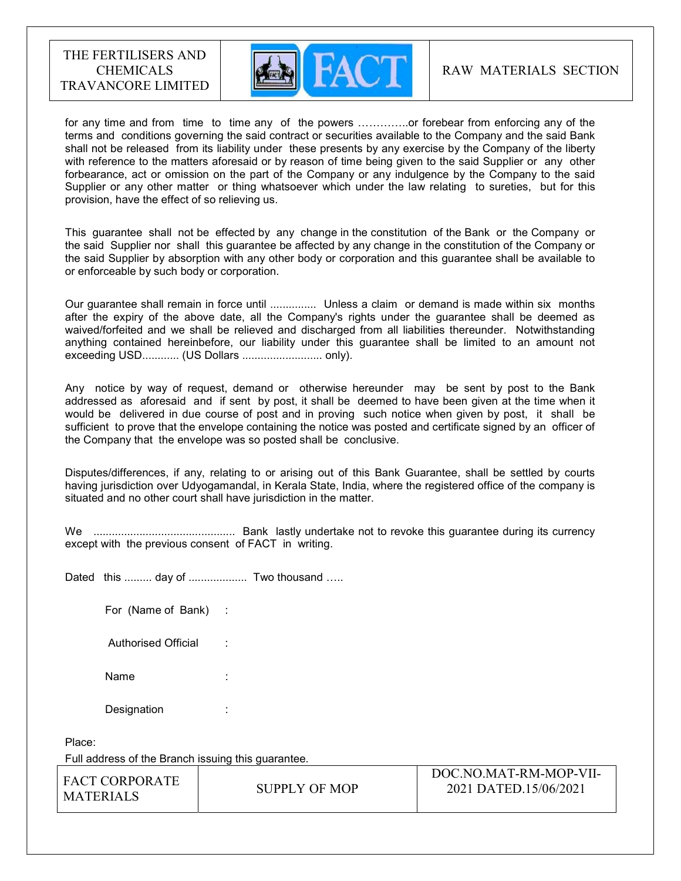for any time and from time to time any of the powers …………..or forebear from enforcing any of the terms and conditions governing the said contract or securities available to the Company and the said Bank shall not be released from its liability under these presents by any exercise by the Company of the liberty with reference to the matters aforesaid or by reason of time being given to the said Supplier or any other forbearance, act or omission on the part of the Company or any indulgence by the Company to the said Supplier or any other matter or thing whatsoever which under the law relating to sureties, but for this provision, have the effect of so relieving us.

This guarantee shall not be effected by any change in the constitution of the Bank or the Company or the said Supplier nor shall this guarantee be affected by any change in the constitution of the Company or the said Supplier by absorption with any other body or corporation and this guarantee shall be available to or enforceable by such body or corporation.

Our guarantee shall remain in force until ............... Unless a claim or demand is made within six months after the expiry of the above date, all the Company's rights under the guarantee shall be deemed as waived/forfeited and we shall be relieved and discharged from all liabilities thereunder. Notwithstanding anything contained hereinbefore, our liability under this guarantee shall be limited to an amount not exceeding USD............ (US Dollars .......................... only).

Any notice by way of request, demand or otherwise hereunder may be sent by post to the Bank addressed as aforesaid and if sent by post, it shall be deemed to have been given at the time when it would be delivered in due course of post and in proving such notice when given by post, it shall be sufficient to prove that the envelope containing the notice was posted and certificate signed by an officer of the Company that the envelope was so posted shall be conclusive.

Disputes/differences, if any, relating to or arising out of this Bank Guarantee, shall be settled by courts having jurisdiction over Udyogamandal, in Kerala State, India, where the registered office of the company is situated and no other court shall have jurisdiction in the matter.

We .............................................. Bank lastly undertake not to revoke this guarantee during its currency except with the previous consent of FACT in writing.

Dated this ......... day of .................. Two thousand …..

For (Name of Bank) :

Authorised Official :

Name :

Designation :

Place:

Full address of the Branch issuing this guarantee.